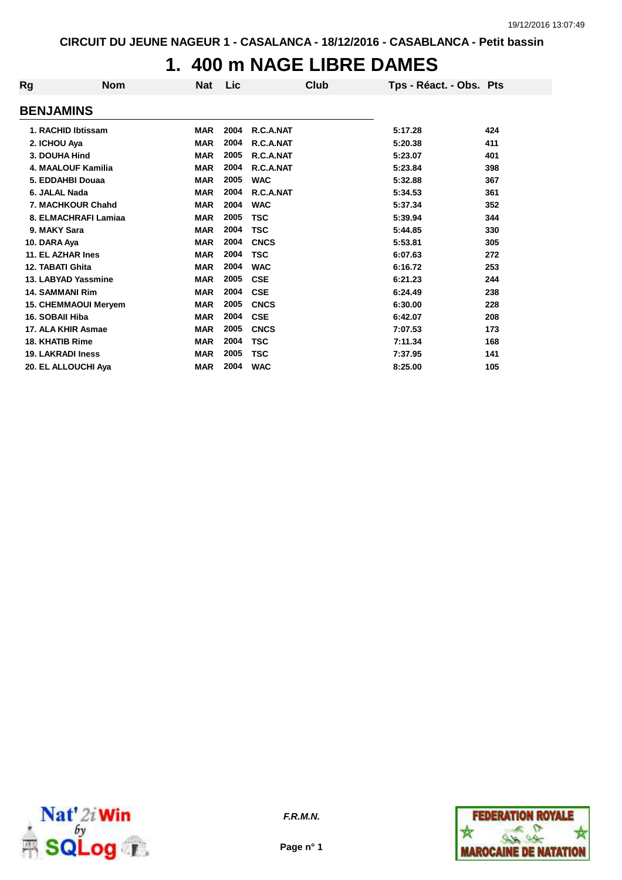CIRCUIT DU JEUNE NAGEUR 1 - CASALANCA - 18/12/2016 - CASABLANCA - Petit bassin

# 1. 400 m NAGE LIBRE DAMES

| Rg | Nom | Nat | Lic | Club | Tps - Réact. - Obs. | Pts |
|---|---|---|---|---|---|---|
| **BENJAMINS** | | | | | | |
| 1. | RACHID Ibtissam | MAR | 2004 | R.C.A.NAT | 5:17.28 | 424 |
| 2. | ICHOU Aya | MAR | 2004 | R.C.A.NAT | 5:20.38 | 411 |
| 3. | DOUHA Hind | MAR | 2005 | R.C.A.NAT | 5:23.07 | 401 |
| 4. | MAALOUF Kamilia | MAR | 2004 | R.C.A.NAT | 5:23.84 | 398 |
| 5. | EDDAHBI Douaa | MAR | 2005 | WAC | 5:32.88 | 367 |
| 6. | JALAL Nada | MAR | 2004 | R.C.A.NAT | 5:34.53 | 361 |
| 7. | MACHKOUR Chahd | MAR | 2004 | WAC | 5:37.34 | 352 |
| 8. | ELMACHRAFI Lamiaa | MAR | 2005 | TSC | 5:39.94 | 344 |
| 9. | MAKY Sara | MAR | 2004 | TSC | 5:44.85 | 330 |
| 10. | DARA Aya | MAR | 2004 | CNCS | 5:53.81 | 305 |
| 11. | EL AZHAR Ines | MAR | 2004 | TSC | 6:07.63 | 272 |
| 12. | TABATI Ghita | MAR | 2004 | WAC | 6:16.72 | 253 |
| 13. | LABYAD Yassmine | MAR | 2005 | CSE | 6:21.23 | 244 |
| 14. | SAMMANI Rim | MAR | 2004 | CSE | 6:24.49 | 238 |
| 15. | CHEMMAOUI Meryem | MAR | 2005 | CNCS | 6:30.00 | 228 |
| 16. | SOBAII Hiba | MAR | 2004 | CSE | 6:42.07 | 208 |
| 17. | ALA KHIR Asmae | MAR | 2005 | CNCS | 7:07.53 | 173 |
| 18. | KHATIB Rime | MAR | 2004 | TSC | 7:11.34 | 168 |
| 19. | LAKRADI Iness | MAR | 2005 | TSC | 7:37.95 | 141 |
| 20. | EL ALLOUCHI Aya | MAR | 2004 | WAC | 8:25.00 | 105 |

*F.R.M.N.*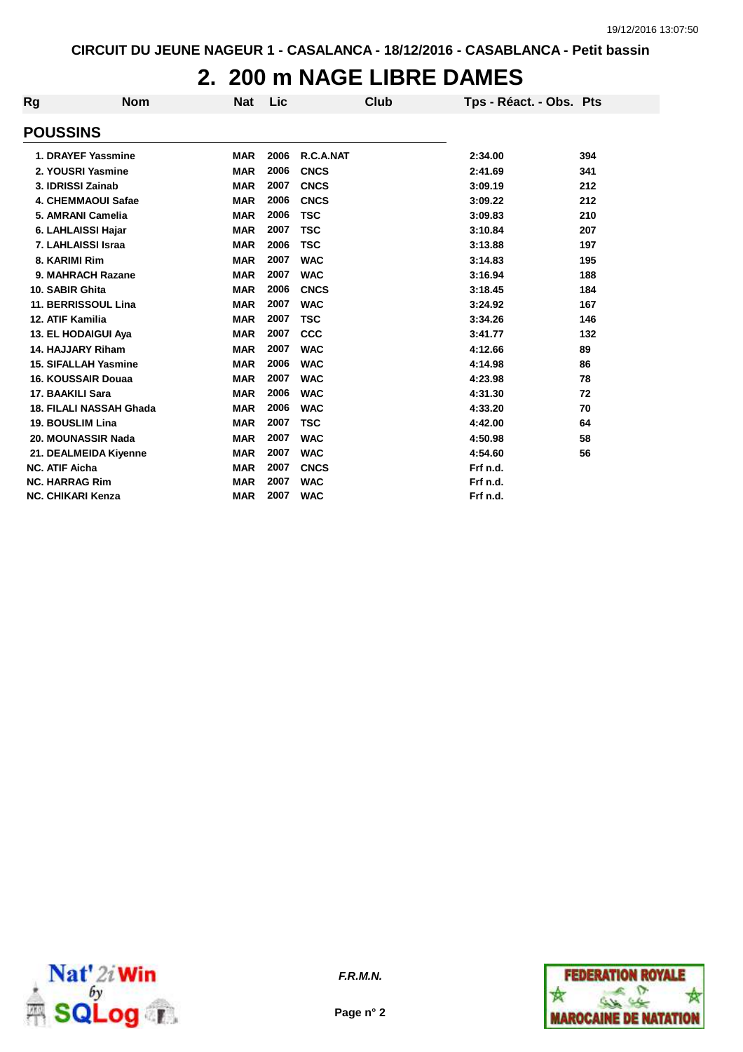CIRCUIT DU JEUNE NAGEUR 1 - CASALANCA - 18/12/2016 - CASABLANCA - Petit bassin

# 2. 200 m NAGE LIBRE DAMES

## POUSSINS

| Rg | Nom | Nat | Lic | Club | Tps - Réact. - Obs. | Pts |
|---|---|---|---|---|---|---|
| 1. | DRAYEF Yassmine | MAR | 2006 | R.C.A.NAT | 2:34.00 | 394 |
| 2. | YOUSRI Yasmine | MAR | 2006 | CNCS | 2:41.69 | 341 |
| 3. | IDRISSI Zainab | MAR | 2007 | CNCS | 3:09.19 | 212 |
| 4. | CHEMMAOUI Safae | MAR | 2006 | CNCS | 3:09.22 | 212 |
| 5. | AMRANI Camelia | MAR | 2006 | TSC | 3:09.83 | 210 |
| 6. | LAHLAISSI Hajar | MAR | 2007 | TSC | 3:10.84 | 207 |
| 7. | LAHLAISSI Israa | MAR | 2006 | TSC | 3:13.88 | 197 |
| 8. | KARIMI Rim | MAR | 2007 | WAC | 3:14.83 | 195 |
| 9. | MAHRACH Razane | MAR | 2007 | WAC | 3:16.94 | 188 |
| 10. | SABIR Ghita | MAR | 2006 | CNCS | 3:18.45 | 184 |
| 11. | BERRISSOUL Lina | MAR | 2007 | WAC | 3:24.92 | 167 |
| 12. | ATIF Kamilia | MAR | 2007 | TSC | 3:34.26 | 146 |
| 13. | EL HODAIGUI Aya | MAR | 2007 | CCC | 3:41.77 | 132 |
| 14. | HAJJARY Riham | MAR | 2007 | WAC | 4:12.66 | 89 |
| 15. | SIFALLAH Yasmine | MAR | 2006 | WAC | 4:14.98 | 86 |
| 16. | KOUSSAIR Douaa | MAR | 2007 | WAC | 4:23.98 | 78 |
| 17. | BAAKILI Sara | MAR | 2006 | WAC | 4:31.30 | 72 |
| 18. | FILALI NASSAH Ghada | MAR | 2006 | WAC | 4:33.20 | 70 |
| 19. | BOUSLIM Lina | MAR | 2007 | TSC | 4:42.00 | 64 |
| 20. | MOUNASSIR Nada | MAR | 2007 | WAC | 4:50.98 | 58 |
| 21. | DEALMEIDA Kiyenne | MAR | 2007 | WAC | 4:54.60 | 56 |
| NC. | ATIF Aicha | MAR | 2007 | CNCS | Frf n.d. | |
| NC. | HARRAG Rim | MAR | 2007 | WAC | Frf n.d. | |
| NC. | CHIKARI Kenza | MAR | 2007 | WAC | Frf n.d. | |

*F.R.M.N.*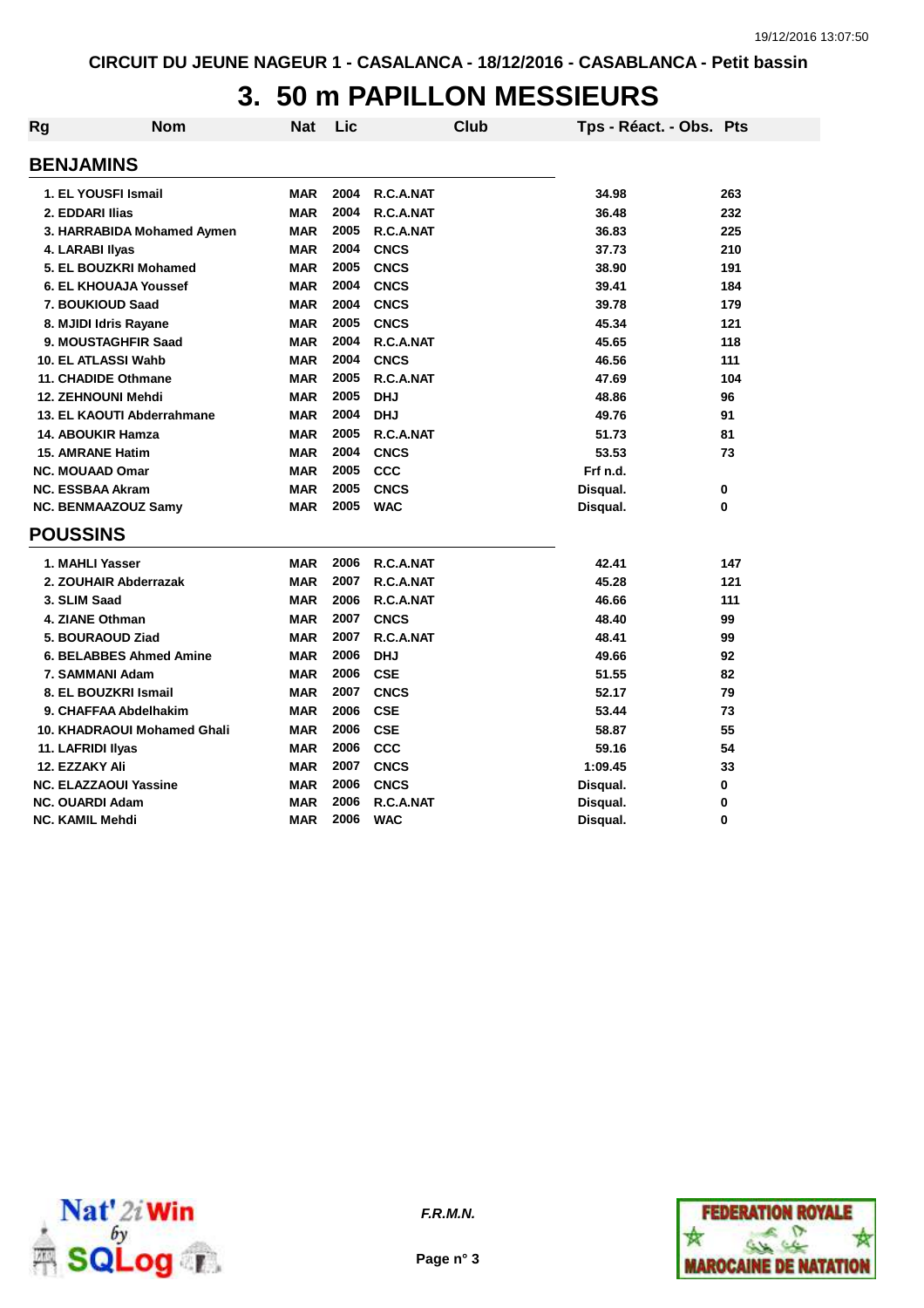CIRCUIT DU JEUNE NAGEUR 1 - CASALANCA - 18/12/2016 - CASABLANCA - Petit bassin

# 3. 50 m PAPILLON MESSIEURS

| Rg | Nom | Nat | Lic | Club | Tps - Réact. - Obs. | Pts |
|---|---|---|---|---|---|---|
| **BENJAMINS** | | | | | | |
| 1. | EL YOUSFI Ismail | MAR | 2004 | R.C.A.NAT | 34.98 | 263 |
| 2. | EDDARI Ilias | MAR | 2004 | R.C.A.NAT | 36.48 | 232 |
| 3. | HARRABIDA Mohamed Aymen | MAR | 2005 | R.C.A.NAT | 36.83 | 225 |
| 4. | LARABI Ilyas | MAR | 2004 | CNCS | 37.73 | 210 |
| 5. | EL BOUZKRI Mohamed | MAR | 2005 | CNCS | 38.90 | 191 |
| 6. | EL KHOUAJA Youssef | MAR | 2004 | CNCS | 39.41 | 184 |
| 7. | BOUKIOUD Saad | MAR | 2004 | CNCS | 39.78 | 179 |
| 8. | MJIDI Idris Rayane | MAR | 2005 | CNCS | 45.34 | 121 |
| 9. | MOUSTAGHFIR Saad | MAR | 2004 | R.C.A.NAT | 45.65 | 118 |
| 10. | EL ATLASSI Wahb | MAR | 2004 | CNCS | 46.56 | 111 |
| 11. | CHADIDE Othmane | MAR | 2005 | R.C.A.NAT | 47.69 | 104 |
| 12. | ZEHNOUNI Mehdi | MAR | 2005 | DHJ | 48.86 | 96 |
| 13. | EL KAOUTI Abderrahmane | MAR | 2004 | DHJ | 49.76 | 91 |
| 14. | ABOUKIR Hamza | MAR | 2005 | R.C.A.NAT | 51.73 | 81 |
| 15. | AMRANE Hatim | MAR | 2004 | CNCS | 53.53 | 73 |
| NC. | MOUAAD Omar | MAR | 2005 | CCC | Frf n.d. | |
| NC. | ESSBAA Akram | MAR | 2005 | CNCS | Disqual. | 0 |
| NC. | BENMAAZOUZ Samy | MAR | 2005 | WAC | Disqual. | 0 |
| **POUSSINS** | | | | | | |
| 1. | MAHLI Yasser | MAR | 2006 | R.C.A.NAT | 42.41 | 147 |
| 2. | ZOUHAIR Abderrazak | MAR | 2007 | R.C.A.NAT | 45.28 | 121 |
| 3. | SLIM Saad | MAR | 2006 | R.C.A.NAT | 46.66 | 111 |
| 4. | ZIANE Othman | MAR | 2007 | CNCS | 48.40 | 99 |
| 5. | BOURAOUD Ziad | MAR | 2007 | R.C.A.NAT | 48.41 | 99 |
| 6. | BELABBES Ahmed Amine | MAR | 2006 | DHJ | 49.66 | 92 |
| 7. | SAMMANI Adam | MAR | 2006 | CSE | 51.55 | 82 |
| 8. | EL BOUZKRI Ismail | MAR | 2007 | CNCS | 52.17 | 79 |
| 9. | CHAFFAA Abdelhakim | MAR | 2006 | CSE | 53.44 | 73 |
| 10. | KHADRAOUI Mohamed Ghali | MAR | 2006 | CSE | 58.87 | 55 |
| 11. | LAFRIDI Ilyas | MAR | 2006 | CCC | 59.16 | 54 |
| 12. | EZZAKY Ali | MAR | 2007 | CNCS | 1:09.45 | 33 |
| NC. | ELAZZAOUI Yassine | MAR | 2006 | CNCS | Disqual. | 0 |
| NC. | OUARDI Adam | MAR | 2006 | R.C.A.NAT | Disqual. | 0 |
| NC. | KAMIL Mehdi | MAR | 2006 | WAC | Disqual. | 0 |

*F.R.M.N.*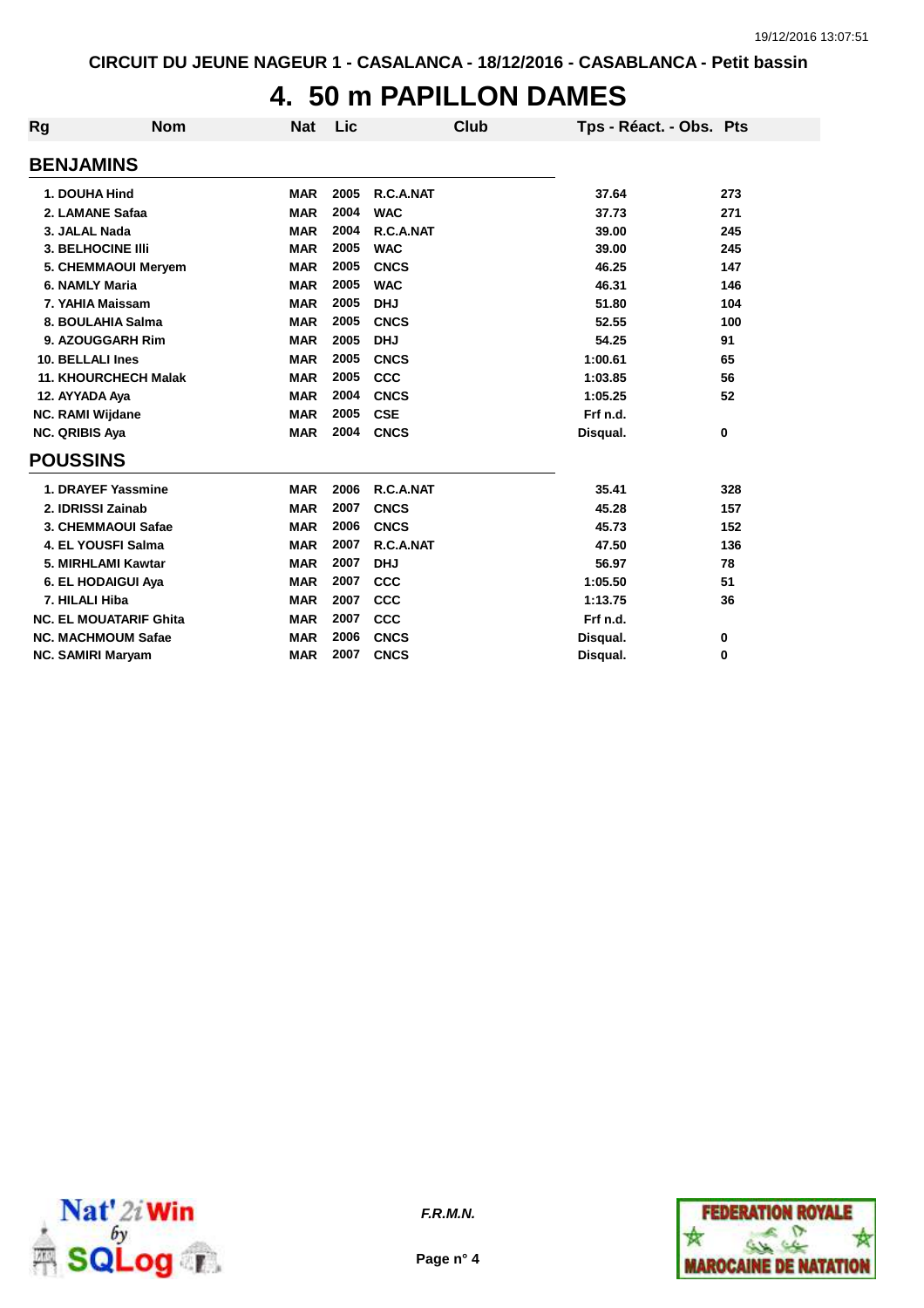CIRCUIT DU JEUNE NAGEUR 1 - CASALANCA - 18/12/2016 - CASABLANCA - Petit bassin

# 4. 50 m PAPILLON DAMES

| Rg | Nom | Nat | Lic | Club | Tps - Réact. - Obs. | Pts |
|---|---|---|---|---|---|---|
| **BENJAMINS** | | | | | | |
| 1. | DOUHA Hind | MAR | 2005 | R.C.A.NAT | 37.64 | 273 |
| 2. | LAMANE Safaa | MAR | 2004 | WAC | 37.73 | 271 |
| 3. | JALAL Nada | MAR | 2004 | R.C.A.NAT | 39.00 | 245 |
| 3. | BELHOCINE Illi | MAR | 2005 | WAC | 39.00 | 245 |
| 5. | CHEMMAOUI Meryem | MAR | 2005 | CNCS | 46.25 | 147 |
| 6. | NAMLY Maria | MAR | 2005 | WAC | 46.31 | 146 |
| 7. | YAHIA Maissam | MAR | 2005 | DHJ | 51.80 | 104 |
| 8. | BOULAHIA Salma | MAR | 2005 | CNCS | 52.55 | 100 |
| 9. | AZOUGGARH Rim | MAR | 2005 | DHJ | 54.25 | 91 |
| 10. | BELLALI Ines | MAR | 2005 | CNCS | 1:00.61 | 65 |
| 11. | KHOURCHECH Malak | MAR | 2005 | CCC | 1:03.85 | 56 |
| 12. | AYYADA Aya | MAR | 2004 | CNCS | 1:05.25 | 52 |
| NC. | RAMI Wijdane | MAR | 2005 | CSE | Frf n.d. | |
| NC. | QRIBIS Aya | MAR | 2004 | CNCS | Disqual. | 0 |
| **POUSSINS** | | | | | | |
| 1. | DRAYEF Yassmine | MAR | 2006 | R.C.A.NAT | 35.41 | 328 |
| 2. | IDRISSI Zainab | MAR | 2007 | CNCS | 45.28 | 157 |
| 3. | CHEMMAOUI Safae | MAR | 2006 | CNCS | 45.73 | 152 |
| 4. | EL YOUSFI Salma | MAR | 2007 | R.C.A.NAT | 47.50 | 136 |
| 5. | MIRHLAMI Kawtar | MAR | 2007 | DHJ | 56.97 | 78 |
| 6. | EL HODAIGUI Aya | MAR | 2007 | CCC | 1:05.50 | 51 |
| 7. | HILALI Hiba | MAR | 2007 | CCC | 1:13.75 | 36 |
| NC. | EL MOUATARIF Ghita | MAR | 2007 | CCC | Frf n.d. | |
| NC. | MACHMOUM Safae | MAR | 2006 | CNCS | Disqual. | 0 |
| NC. | SAMIRI Maryam | MAR | 2007 | CNCS | Disqual. | 0 |

*F.R.M.N.*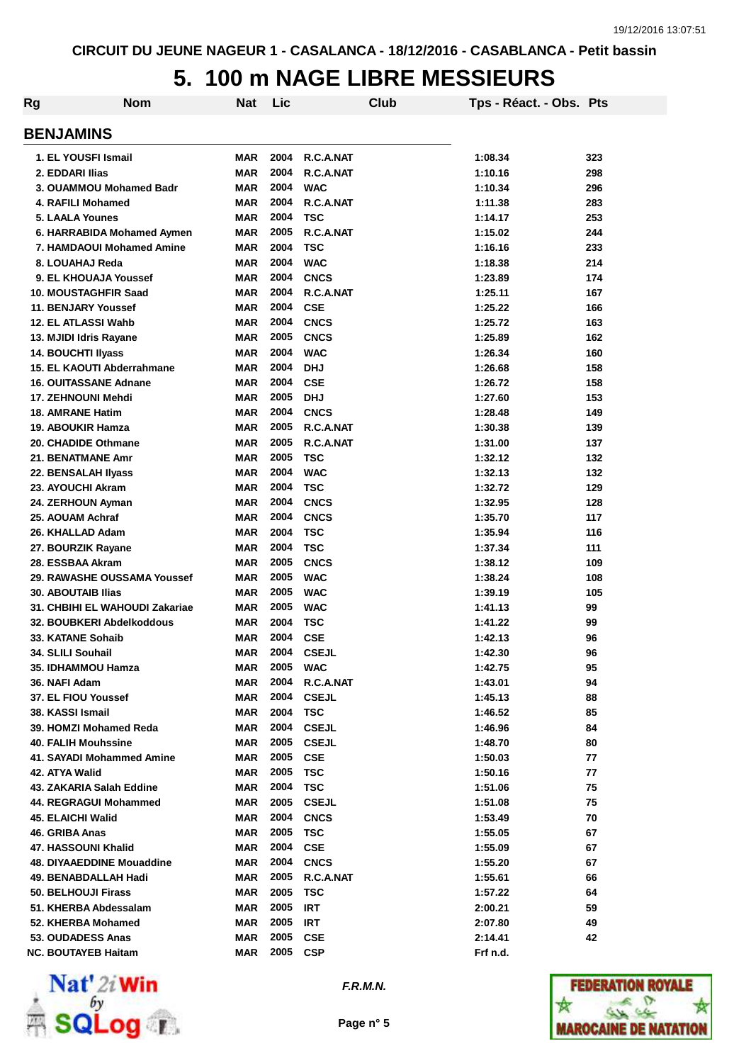CIRCUIT DU JEUNE NAGEUR 1 - CASALANCA - 18/12/2016 - CASABLANCA - Petit bassin

# 5. 100 m NAGE LIBRE MESSIEURS

## BENJAMINS

| Rg | Nom | Nat | Lic | Club | Tps - Réact. - Obs. | Pts |
|---|---|---|---|---|---|---|
| 1. | EL YOUSFI Ismail | MAR | 2004 | R.C.A.NAT | 1:08.34 | 323 |
| 2. | EDDARI Ilias | MAR | 2004 | R.C.A.NAT | 1:10.16 | 298 |
| 3. | OUAMMOU Mohamed Badr | MAR | 2004 | WAC | 1:10.34 | 296 |
| 4. | RAFILI Mohamed | MAR | 2004 | R.C.A.NAT | 1:11.38 | 283 |
| 5. | LAALA Younes | MAR | 2004 | TSC | 1:14.17 | 253 |
| 6. | HARRABIDA Mohamed Aymen | MAR | 2005 | R.C.A.NAT | 1:15.02 | 244 |
| 7. | HAMDAOUI Mohamed Amine | MAR | 2004 | TSC | 1:16.16 | 233 |
| 8. | LOUAHAJ Reda | MAR | 2004 | WAC | 1:18.38 | 214 |
| 9. | EL KHOUAJA Youssef | MAR | 2004 | CNCS | 1:23.89 | 174 |
| 10. | MOUSTAGHFIR Saad | MAR | 2004 | R.C.A.NAT | 1:25.11 | 167 |
| 11. | BENJARY Youssef | MAR | 2004 | CSE | 1:25.22 | 166 |
| 12. | EL ATLASSI Wahb | MAR | 2004 | CNCS | 1:25.72 | 163 |
| 13. | MJIDI Idris Rayane | MAR | 2005 | CNCS | 1:25.89 | 162 |
| 14. | BOUCHTI Ilyass | MAR | 2004 | WAC | 1:26.34 | 160 |
| 15. | EL KAOUTI Abderrahmane | MAR | 2004 | DHJ | 1:26.68 | 158 |
| 16. | OUITASSANE Adnane | MAR | 2004 | CSE | 1:26.72 | 158 |
| 17. | ZEHNOUNI Mehdi | MAR | 2005 | DHJ | 1:27.60 | 153 |
| 18. | AMRANE Hatim | MAR | 2004 | CNCS | 1:28.48 | 149 |
| 19. | ABOUKIR Hamza | MAR | 2005 | R.C.A.NAT | 1:30.38 | 139 |
| 20. | CHADIDE Othmane | MAR | 2005 | R.C.A.NAT | 1:31.00 | 137 |
| 21. | BENATMANE Amr | MAR | 2005 | TSC | 1:32.12 | 132 |
| 22. | BENSALAH Ilyass | MAR | 2004 | WAC | 1:32.13 | 132 |
| 23. | AYOUCHI Akram | MAR | 2004 | TSC | 1:32.72 | 129 |
| 24. | ZERHOUN Ayman | MAR | 2004 | CNCS | 1:32.95 | 128 |
| 25. | AOUAM Achraf | MAR | 2004 | CNCS | 1:35.70 | 117 |
| 26. | KHALLAD Adam | MAR | 2004 | TSC | 1:35.94 | 116 |
| 27. | BOURZIK Rayane | MAR | 2004 | TSC | 1:37.34 | 111 |
| 28. | ESSBAA Akram | MAR | 2005 | CNCS | 1:38.12 | 109 |
| 29. | RAWASHE OUSSAMA Youssef | MAR | 2005 | WAC | 1:38.24 | 108 |
| 30. | ABOUTAIB Ilias | MAR | 2005 | WAC | 1:39.19 | 105 |
| 31. | CHBIHI EL WAHOUDI Zakariae | MAR | 2005 | WAC | 1:41.13 | 99 |
| 32. | BOUBKERI Abdelkoddous | MAR | 2004 | TSC | 1:41.22 | 99 |
| 33. | KATANE Sohaib | MAR | 2004 | CSE | 1:42.13 | 96 |
| 34. | SLILI Souhail | MAR | 2004 | CSEJL | 1:42.30 | 96 |
| 35. | IDHAMMOU Hamza | MAR | 2005 | WAC | 1:42.75 | 95 |
| 36. | NAFI Adam | MAR | 2004 | R.C.A.NAT | 1:43.01 | 94 |
| 37. | EL FIOU Youssef | MAR | 2004 | CSEJL | 1:45.13 | 88 |
| 38. | KASSI Ismail | MAR | 2004 | TSC | 1:46.52 | 85 |
| 39. | HOMZI Mohamed Reda | MAR | 2004 | CSEJL | 1:46.96 | 84 |
| 40. | FALIH Mouhssine | MAR | 2005 | CSEJL | 1:48.70 | 80 |
| 41. | SAYADI Mohammed Amine | MAR | 2005 | CSE | 1:50.03 | 77 |
| 42. | ATYA Walid | MAR | 2005 | TSC | 1:50.16 | 77 |
| 43. | ZAKARIA Salah Eddine | MAR | 2004 | TSC | 1:51.06 | 75 |
| 44. | REGRAGUI Mohammed | MAR | 2005 | CSEJL | 1:51.08 | 75 |
| 45. | ELAICHI Walid | MAR | 2004 | CNCS | 1:53.49 | 70 |
| 46. | GRIBA Anas | MAR | 2005 | TSC | 1:55.05 | 67 |
| 47. | HASSOUNI Khalid | MAR | 2004 | CSE | 1:55.09 | 67 |
| 48. | DIYAAEDDINE Mouaddine | MAR | 2004 | CNCS | 1:55.20 | 67 |
| 49. | BENABDALLAH Hadi | MAR | 2005 | R.C.A.NAT | 1:55.61 | 66 |
| 50. | BELHOUJI Firass | MAR | 2005 | TSC | 1:57.22 | 64 |
| 51. | KHERBA Abdessalam | MAR | 2005 | IRT | 2:00.21 | 59 |
| 52. | KHERBA Mohamed | MAR | 2005 | IRT | 2:07.80 | 49 |
| 53. | OUDADESS Anas | MAR | 2005 | CSE | 2:14.41 | 42 |
| NC. | BOUTAYEB Haitam | MAR | 2005 | CSP | Frf n.d. | |

*F.R.M.N.*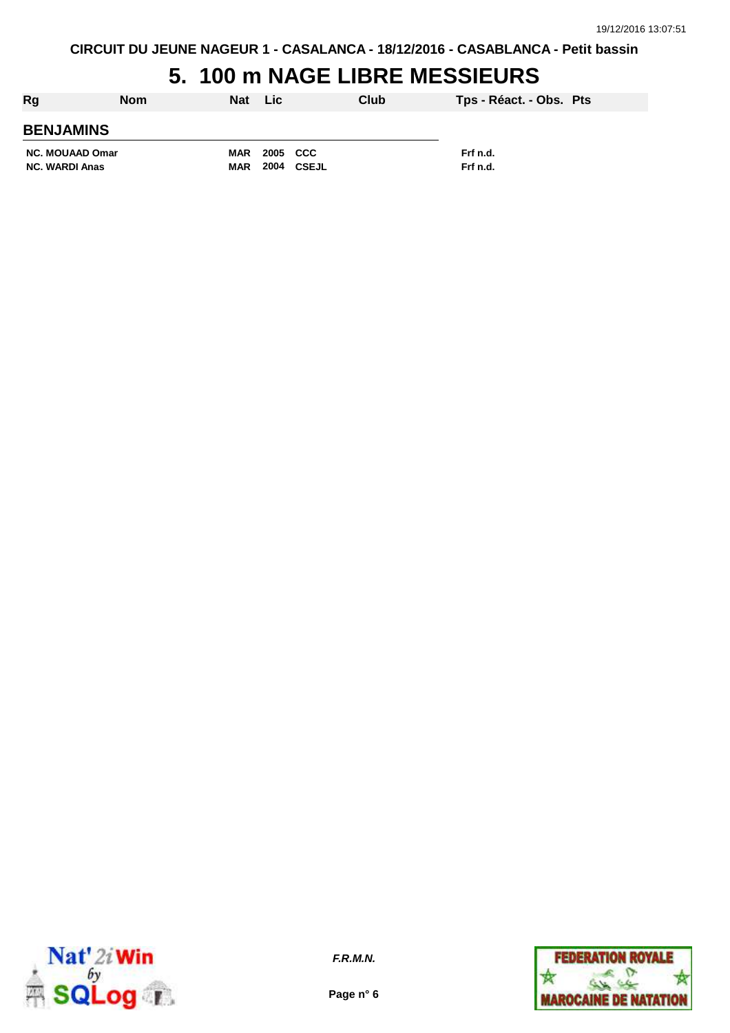CIRCUIT DU JEUNE NAGEUR 1 - CASALANCA - 18/12/2016 - CASABLANCA - Petit bassin

# 5. 100 m NAGE LIBRE MESSIEURS

| Rg | Nom | Nat | Lic | Club | Tps - Réact. - Obs. | Pts |
|---|---|---|---|---|---|---|
| **BENJAMINS** | | | | | | |
| NC. | MOUAAD Omar | MAR | 2005 | CCC | Frf n.d. | |
| NC. | WARDI Anas | MAR | 2004 | CSEJL | Frf n.d. | |

*F.R.M.N.*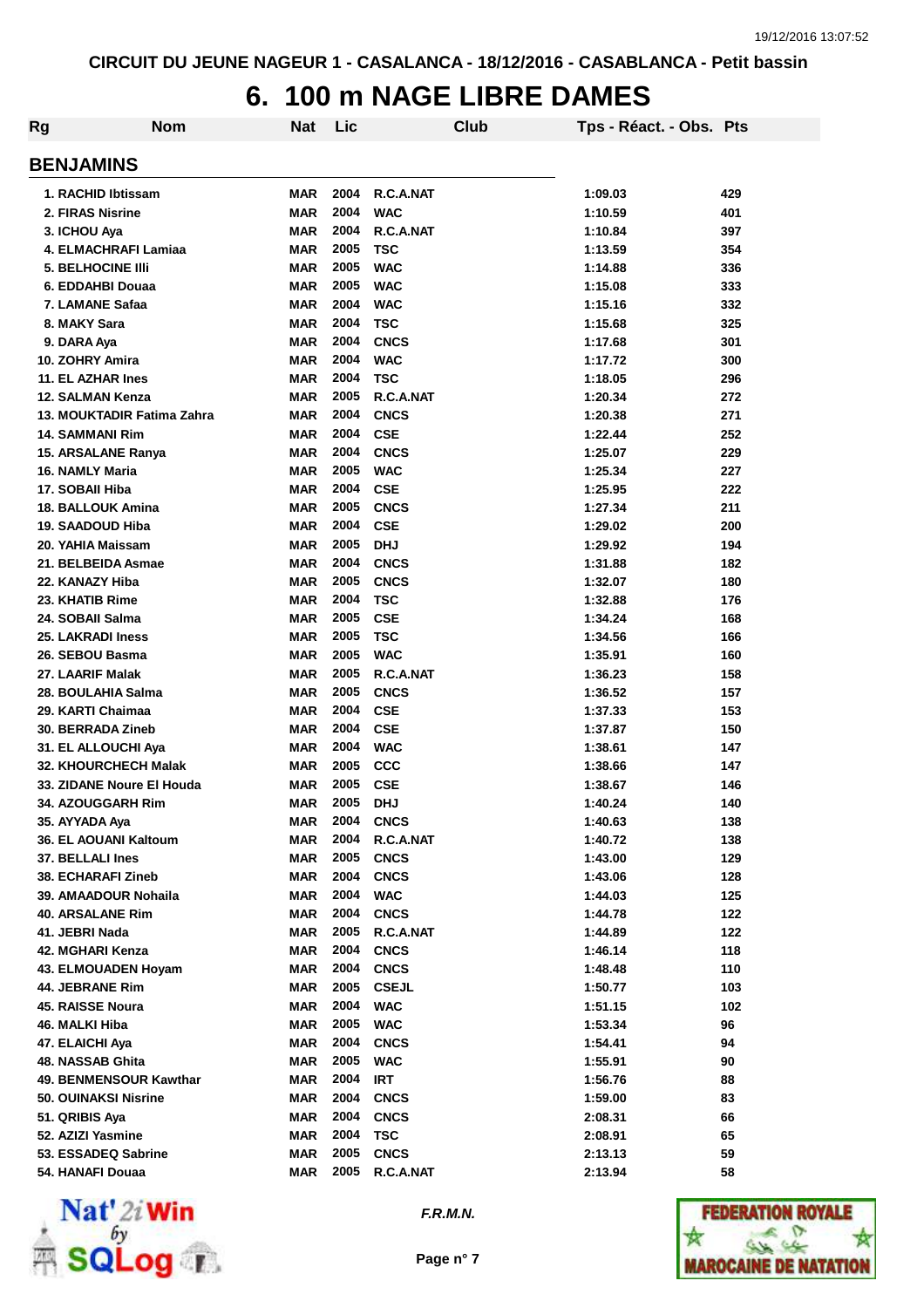CIRCUIT DU JEUNE NAGEUR 1 - CASALANCA - 18/12/2016 - CASABLANCA - Petit bassin

# 6. 100 m NAGE LIBRE DAMES

## BENJAMINS

| Rg | Nom | Nat | Lic | Club | Tps - Réact. - Obs. | Pts |
|---|---|---|---|---|---|---|
| 1. | RACHID Ibtissam | MAR | 2004 | R.C.A.NAT | 1:09.03 | 429 |
| 2. | FIRAS Nisrine | MAR | 2004 | WAC | 1:10.59 | 401 |
| 3. | ICHOU Aya | MAR | 2004 | R.C.A.NAT | 1:10.84 | 397 |
| 4. | ELMACHRAFI Lamiaa | MAR | 2005 | TSC | 1:13.59 | 354 |
| 5. | BELHOCINE Illi | MAR | 2005 | WAC | 1:14.88 | 336 |
| 6. | EDDAHBI Douaa | MAR | 2005 | WAC | 1:15.08 | 333 |
| 7. | LAMANE Safaa | MAR | 2004 | WAC | 1:15.16 | 332 |
| 8. | MAKY Sara | MAR | 2004 | TSC | 1:15.68 | 325 |
| 9. | DARA Aya | MAR | 2004 | CNCS | 1:17.68 | 301 |
| 10. | ZOHRY Amira | MAR | 2004 | WAC | 1:17.72 | 300 |
| 11. | EL AZHAR Ines | MAR | 2004 | TSC | 1:18.05 | 296 |
| 12. | SALMAN Kenza | MAR | 2005 | R.C.A.NAT | 1:20.34 | 272 |
| 13. | MOUKTADIR Fatima Zahra | MAR | 2004 | CNCS | 1:20.38 | 271 |
| 14. | SAMMANI Rim | MAR | 2004 | CSE | 1:22.44 | 252 |
| 15. | ARSALANE Ranya | MAR | 2004 | CNCS | 1:25.07 | 229 |
| 16. | NAMLY Maria | MAR | 2005 | WAC | 1:25.34 | 227 |
| 17. | SOBAII Hiba | MAR | 2004 | CSE | 1:25.95 | 222 |
| 18. | BALLOUK Amina | MAR | 2005 | CNCS | 1:27.34 | 211 |
| 19. | SAADOUD Hiba | MAR | 2004 | CSE | 1:29.02 | 200 |
| 20. | YAHIA Maissam | MAR | 2005 | DHJ | 1:29.92 | 194 |
| 21. | BELBEIDA Asmae | MAR | 2004 | CNCS | 1:31.88 | 182 |
| 22. | KANAZY Hiba | MAR | 2005 | CNCS | 1:32.07 | 180 |
| 23. | KHATIB Rime | MAR | 2004 | TSC | 1:32.88 | 176 |
| 24. | SOBAII Salma | MAR | 2005 | CSE | 1:34.24 | 168 |
| 25. | LAKRADI Iness | MAR | 2005 | TSC | 1:34.56 | 166 |
| 26. | SEBOU Basma | MAR | 2005 | WAC | 1:35.91 | 160 |
| 27. | LAARIF Malak | MAR | 2005 | R.C.A.NAT | 1:36.23 | 158 |
| 28. | BOULAHIA Salma | MAR | 2005 | CNCS | 1:36.52 | 157 |
| 29. | KARTI Chaimaa | MAR | 2004 | CSE | 1:37.33 | 153 |
| 30. | BERRADA Zineb | MAR | 2004 | CSE | 1:37.87 | 150 |
| 31. | EL ALLOUCHI Aya | MAR | 2004 | WAC | 1:38.61 | 147 |
| 32. | KHOURCHECH Malak | MAR | 2005 | CCC | 1:38.66 | 147 |
| 33. | ZIDANE Noure El Houda | MAR | 2005 | CSE | 1:38.67 | 146 |
| 34. | AZOUGGARH Rim | MAR | 2005 | DHJ | 1:40.24 | 140 |
| 35. | AYYADA Aya | MAR | 2004 | CNCS | 1:40.63 | 138 |
| 36. | EL AOUANI Kaltoum | MAR | 2004 | R.C.A.NAT | 1:40.72 | 138 |
| 37. | BELLALI Ines | MAR | 2005 | CNCS | 1:43.00 | 129 |
| 38. | ECHARAFI Zineb | MAR | 2004 | CNCS | 1:43.06 | 128 |
| 39. | AMAADOUR Nohaila | MAR | 2004 | WAC | 1:44.03 | 125 |
| 40. | ARSALANE Rim | MAR | 2004 | CNCS | 1:44.78 | 122 |
| 41. | JEBRI Nada | MAR | 2005 | R.C.A.NAT | 1:44.89 | 122 |
| 42. | MGHARI Kenza | MAR | 2004 | CNCS | 1:46.14 | 118 |
| 43. | ELMOUADEN Hoyam | MAR | 2004 | CNCS | 1:48.48 | 110 |
| 44. | JEBRANE Rim | MAR | 2005 | CSEJL | 1:50.77 | 103 |
| 45. | RAISSE Noura | MAR | 2004 | WAC | 1:51.15 | 102 |
| 46. | MALKI Hiba | MAR | 2005 | WAC | 1:53.34 | 96 |
| 47. | ELAICHI Aya | MAR | 2004 | CNCS | 1:54.41 | 94 |
| 48. | NASSAB Ghita | MAR | 2005 | WAC | 1:55.91 | 90 |
| 49. | BENMENSOUR Kawthar | MAR | 2004 | IRT | 1:56.76 | 88 |
| 50. | OUINAKSI Nisrine | MAR | 2004 | CNCS | 1:59.00 | 83 |
| 51. | QRIBIS Aya | MAR | 2004 | CNCS | 2:08.31 | 66 |
| 52. | AZIZI Yasmine | MAR | 2004 | TSC | 2:08.91 | 65 |
| 53. | ESSADEQ Sabrine | MAR | 2005 | CNCS | 2:13.13 | 59 |
| 54. | HANAFI Douaa | MAR | 2005 | R.C.A.NAT | 2:13.94 | 58 |

*F.R.M.N.*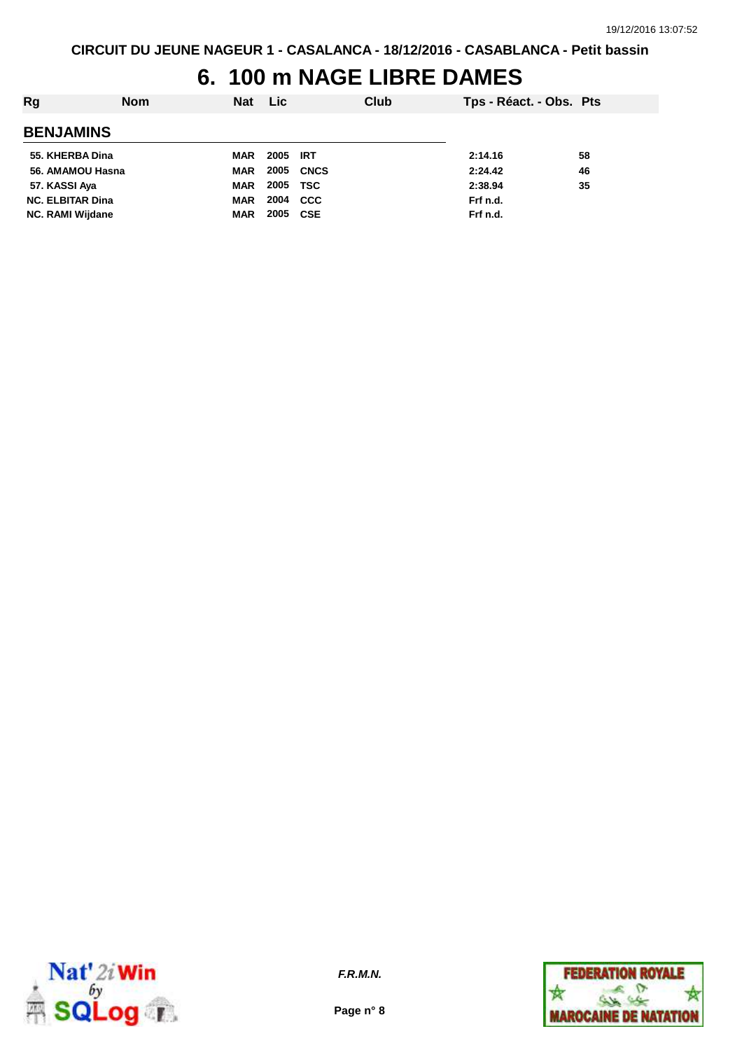# 6. 100 m NAGE LIBRE DAMES

| Rg | Nom | Nat | Lic | Club | Tps - Réact. - Obs. | Pts |
|---|---|---|---|---|---|---|
| **BENJAMINS** | | | | | | |
| 55. | KHERBA Dina | MAR | 2005 | IRT | 2:14.16 | 58 |
| 56. | AMAMOU Hasna | MAR | 2005 | CNCS | 2:24.42 | 46 |
| 57. | KASSI Aya | MAR | 2005 | TSC | 2:38.94 | 35 |
| NC. | ELBITAR Dina | MAR | 2004 | CCC | Frf n.d. | |
| NC. | RAMI Wijdane | MAR | 2005 | CSE | Frf n.d. | |

*F.R.M.N.*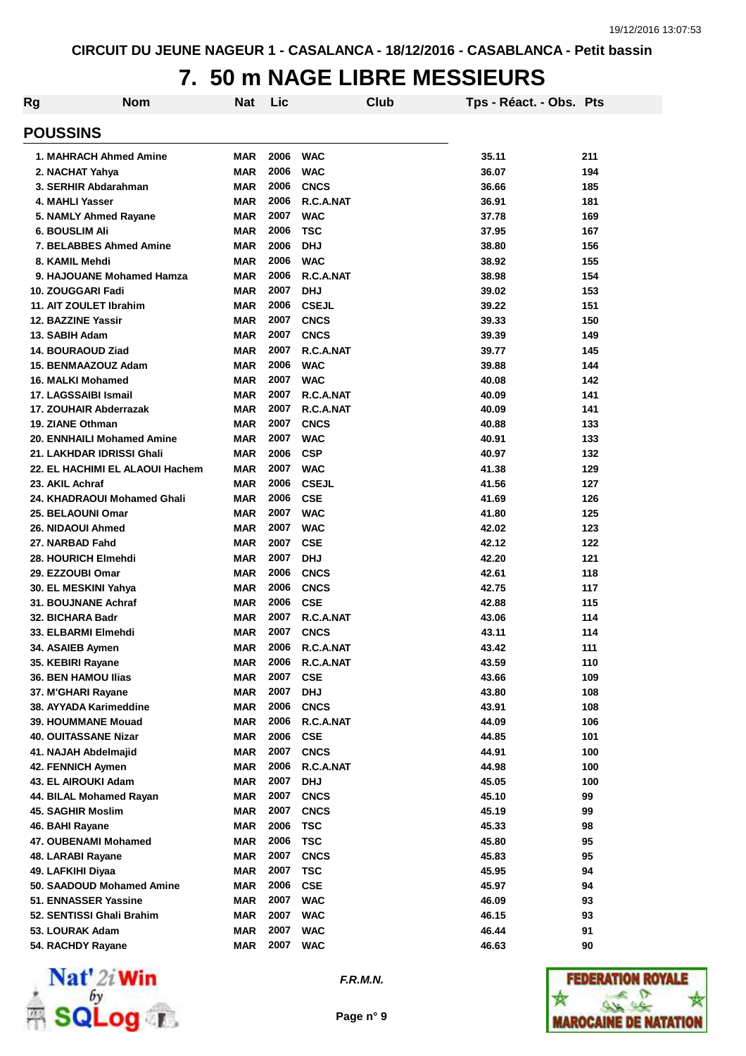CIRCUIT DU JEUNE NAGEUR 1 - CASALANCA - 18/12/2016 - CASABLANCA - Petit bassin

# 7. 50 m NAGE LIBRE MESSIEURS

| Rg | Nom | Nat | Lic | Club | Tps - Réact. - Obs. | Pts |
|---|---|---|---|---|---|---|
| **POUSSINS** | | | | | | |
| 1. | MAHRACH Ahmed Amine | MAR | 2006 | WAC | 35.11 | 211 |
| 2. | NACHAT Yahya | MAR | 2006 | WAC | 36.07 | 194 |
| 3. | SERHIR Abdarahman | MAR | 2006 | CNCS | 36.66 | 185 |
| 4. | MAHLI Yasser | MAR | 2006 | R.C.A.NAT | 36.91 | 181 |
| 5. | NAMLY Ahmed Rayane | MAR | 2007 | WAC | 37.78 | 169 |
| 6. | BOUSLIM Ali | MAR | 2006 | TSC | 37.95 | 167 |
| 7. | BELABBES Ahmed Amine | MAR | 2006 | DHJ | 38.80 | 156 |
| 8. | KAMIL Mehdi | MAR | 2006 | WAC | 38.92 | 155 |
| 9. | HAJOUANE Mohamed Hamza | MAR | 2006 | R.C.A.NAT | 38.98 | 154 |
| 10. | ZOUGGARI Fadi | MAR | 2007 | DHJ | 39.02 | 153 |
| 11. | AIT ZOULET Ibrahim | MAR | 2006 | CSEJL | 39.22 | 151 |
| 12. | BAZZINE Yassir | MAR | 2007 | CNCS | 39.33 | 150 |
| 13. | SABIH Adam | MAR | 2007 | CNCS | 39.39 | 149 |
| 14. | BOURAOUD Ziad | MAR | 2007 | R.C.A.NAT | 39.77 | 145 |
| 15. | BENMAAZOUZ Adam | MAR | 2006 | WAC | 39.88 | 144 |
| 16. | MALKI Mohamed | MAR | 2007 | WAC | 40.08 | 142 |
| 17. | LAGSSAIBI Ismail | MAR | 2007 | R.C.A.NAT | 40.09 | 141 |
| 17. | ZOUHAIR Abderrazak | MAR | 2007 | R.C.A.NAT | 40.09 | 141 |
| 19. | ZIANE Othman | MAR | 2007 | CNCS | 40.88 | 133 |
| 20. | ENNHAILI Mohamed Amine | MAR | 2007 | WAC | 40.91 | 133 |
| 21. | LAKHDAR IDRISSI Ghali | MAR | 2006 | CSP | 40.97 | 132 |
| 22. | EL HACHIMI EL ALAOUI Hachem | MAR | 2007 | WAC | 41.38 | 129 |
| 23. | AKIL Achraf | MAR | 2006 | CSEJL | 41.56 | 127 |
| 24. | KHADRAOUI Mohamed Ghali | MAR | 2006 | CSE | 41.69 | 126 |
| 25. | BELAOUNI Omar | MAR | 2007 | WAC | 41.80 | 125 |
| 26. | NIDAOUI Ahmed | MAR | 2007 | WAC | 42.02 | 123 |
| 27. | NARBAD Fahd | MAR | 2007 | CSE | 42.12 | 122 |
| 28. | HOURICH Elmehdi | MAR | 2007 | DHJ | 42.20 | 121 |
| 29. | EZZOUBI Omar | MAR | 2006 | CNCS | 42.61 | 118 |
| 30. | EL MESKINI Yahya | MAR | 2006 | CNCS | 42.75 | 117 |
| 31. | BOUJNANE Achraf | MAR | 2006 | CSE | 42.88 | 115 |
| 32. | BICHARA Badr | MAR | 2007 | R.C.A.NAT | 43.06 | 114 |
| 33. | ELBARMI Elmehdi | MAR | 2007 | CNCS | 43.11 | 114 |
| 34. | ASAIEB Aymen | MAR | 2006 | R.C.A.NAT | 43.42 | 111 |
| 35. | KEBIRI Rayane | MAR | 2006 | R.C.A.NAT | 43.59 | 110 |
| 36. | BEN HAMOU Ilias | MAR | 2007 | CSE | 43.66 | 109 |
| 37. | M'GHARI Rayane | MAR | 2007 | DHJ | 43.80 | 108 |
| 38. | AYYADA Karimeddine | MAR | 2006 | CNCS | 43.91 | 108 |
| 39. | HOUMMANE Mouad | MAR | 2006 | R.C.A.NAT | 44.09 | 106 |
| 40. | OUITASSANE Nizar | MAR | 2006 | CSE | 44.85 | 101 |
| 41. | NAJAH Abdelmajid | MAR | 2007 | CNCS | 44.91 | 100 |
| 42. | FENNICH Aymen | MAR | 2006 | R.C.A.NAT | 44.98 | 100 |
| 43. | EL AIROUKI Adam | MAR | 2007 | DHJ | 45.05 | 100 |
| 44. | BILAL Mohamed Rayan | MAR | 2007 | CNCS | 45.10 | 99 |
| 45. | SAGHIR Moslim | MAR | 2007 | CNCS | 45.19 | 99 |
| 46. | BAHI Rayane | MAR | 2006 | TSC | 45.33 | 98 |
| 47. | OUBENAMI Mohamed | MAR | 2006 | TSC | 45.80 | 95 |
| 48. | LARABI Rayane | MAR | 2007 | CNCS | 45.83 | 95 |
| 49. | LAFKIHI Diyaa | MAR | 2007 | TSC | 45.95 | 94 |
| 50. | SAADOUD Mohamed Amine | MAR | 2006 | CSE | 45.97 | 94 |
| 51. | ENNASSER Yassine | MAR | 2007 | WAC | 46.09 | 93 |
| 52. | SENTISSI Ghali Brahim | MAR | 2007 | WAC | 46.15 | 93 |
| 53. | LOURAK Adam | MAR | 2007 | WAC | 46.44 | 91 |
| 54. | RACHDY Rayane | MAR | 2007 | WAC | 46.63 | 90 |

*F.R.M.N.*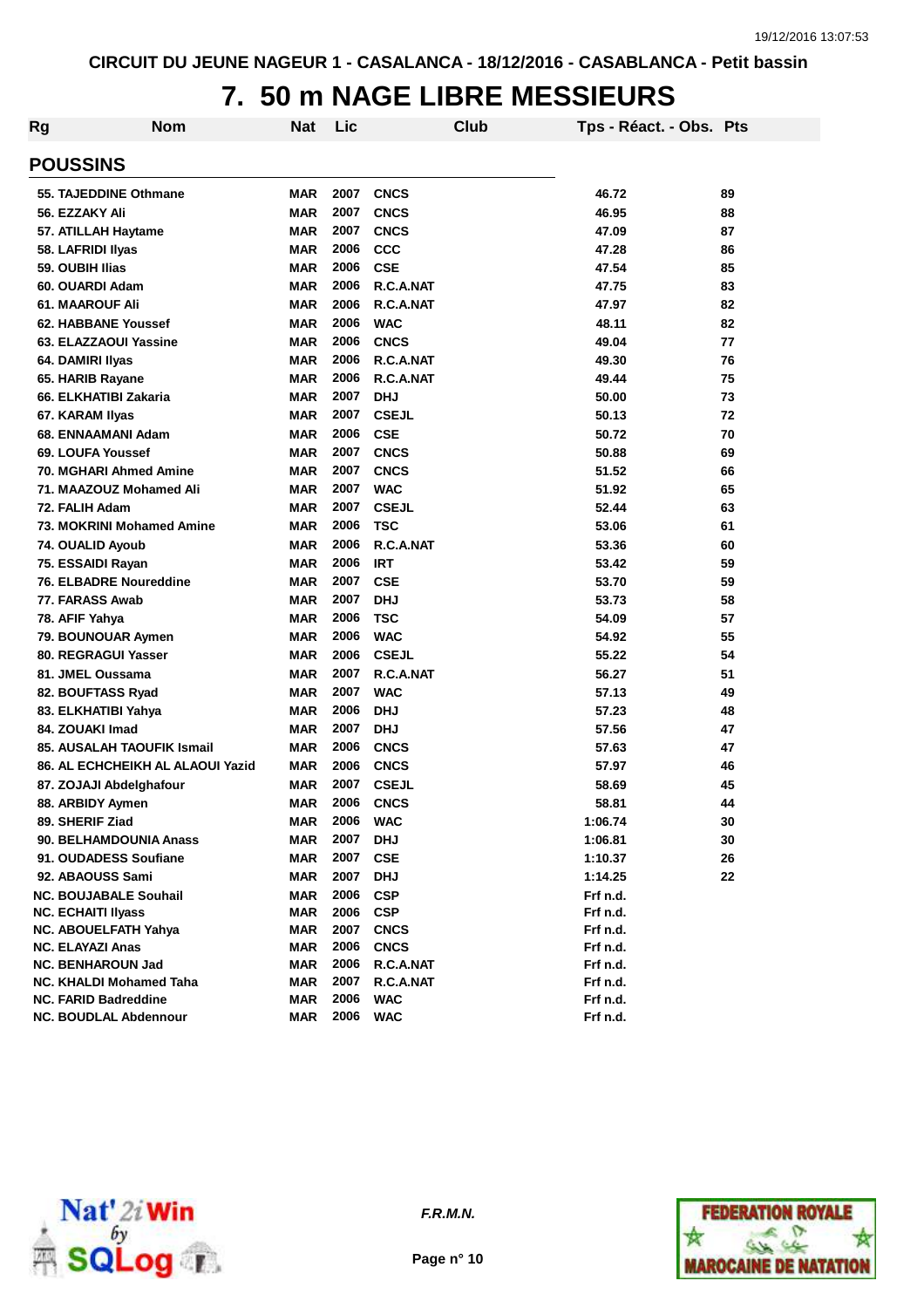CIRCUIT DU JEUNE NAGEUR 1 - CASALANCA - 18/12/2016 - CASABLANCA - Petit bassin

# 7. 50 m NAGE LIBRE MESSIEURS

## POUSSINS

| Rg | Nom | Nat | Lic | Club | Tps - Réact. - Obs. | Pts |
|---|---|---|---|---|---|---|
| 55. | TAJEDDINE Othmane | MAR | 2007 | CNCS | 46.72 | 89 |
| 56. | EZZAKY Ali | MAR | 2007 | CNCS | 46.95 | 88 |
| 57. | ATILLAH Haytame | MAR | 2007 | CNCS | 47.09 | 87 |
| 58. | LAFRIDI Ilyas | MAR | 2006 | CCC | 47.28 | 86 |
| 59. | OUBIH Ilias | MAR | 2006 | CSE | 47.54 | 85 |
| 60. | OUARDI Adam | MAR | 2006 | R.C.A.NAT | 47.75 | 83 |
| 61. | MAAROUF Ali | MAR | 2006 | R.C.A.NAT | 47.97 | 82 |
| 62. | HABBANE Youssef | MAR | 2006 | WAC | 48.11 | 82 |
| 63. | ELAZZAOUI Yassine | MAR | 2006 | CNCS | 49.04 | 77 |
| 64. | DAMIRI Ilyas | MAR | 2006 | R.C.A.NAT | 49.30 | 76 |
| 65. | HARIB Rayane | MAR | 2006 | R.C.A.NAT | 49.44 | 75 |
| 66. | ELKHATIBI Zakaria | MAR | 2007 | DHJ | 50.00 | 73 |
| 67. | KARAM Ilyas | MAR | 2007 | CSEJL | 50.13 | 72 |
| 68. | ENNAAMANI Adam | MAR | 2006 | CSE | 50.72 | 70 |
| 69. | LOUFA Youssef | MAR | 2007 | CNCS | 50.88 | 69 |
| 70. | MGHARI Ahmed Amine | MAR | 2007 | CNCS | 51.52 | 66 |
| 71. | MAAZOUZ Mohamed Ali | MAR | 2007 | WAC | 51.92 | 65 |
| 72. | FALIH Adam | MAR | 2007 | CSEJL | 52.44 | 63 |
| 73. | MOKRINI Mohamed Amine | MAR | 2006 | TSC | 53.06 | 61 |
| 74. | OUALID Ayoub | MAR | 2006 | R.C.A.NAT | 53.36 | 60 |
| 75. | ESSAIDI Rayan | MAR | 2006 | IRT | 53.42 | 59 |
| 76. | ELBADRE Noureddine | MAR | 2007 | CSE | 53.70 | 59 |
| 77. | FARASS Awab | MAR | 2007 | DHJ | 53.73 | 58 |
| 78. | AFIF Yahya | MAR | 2006 | TSC | 54.09 | 57 |
| 79. | BOUNOUAR Aymen | MAR | 2006 | WAC | 54.92 | 55 |
| 80. | REGRAGUI Yasser | MAR | 2006 | CSEJL | 55.22 | 54 |
| 81. | JMEL Oussama | MAR | 2007 | R.C.A.NAT | 56.27 | 51 |
| 82. | BOUFTASS Ryad | MAR | 2007 | WAC | 57.13 | 49 |
| 83. | ELKHATIBI Yahya | MAR | 2006 | DHJ | 57.23 | 48 |
| 84. | ZOUAKI Imad | MAR | 2007 | DHJ | 57.56 | 47 |
| 85. | AUSALAH TAOUFIK Ismail | MAR | 2006 | CNCS | 57.63 | 47 |
| 86. | AL ECHCHEIKH AL ALAOUI Yazid | MAR | 2006 | CNCS | 57.97 | 46 |
| 87. | ZOJAJI Abdelghafour | MAR | 2007 | CSEJL | 58.69 | 45 |
| 88. | ARBIDY Aymen | MAR | 2006 | CNCS | 58.81 | 44 |
| 89. | SHERIF Ziad | MAR | 2006 | WAC | 1:06.74 | 30 |
| 90. | BELHAMDOUNIA Anass | MAR | 2007 | DHJ | 1:06.81 | 30 |
| 91. | OUDADESS Soufiane | MAR | 2007 | CSE | 1:10.37 | 26 |
| 92. | ABAOUSS Sami | MAR | 2007 | DHJ | 1:14.25 | 22 |
| NC. | BOUJABALE Souhail | MAR | 2006 | CSP | Frf n.d. | |
| NC. | ECHAITI Ilyass | MAR | 2006 | CSP | Frf n.d. | |
| NC. | ABOUELFATH Yahya | MAR | 2007 | CNCS | Frf n.d. | |
| NC. | ELAYAZI Anas | MAR | 2006 | CNCS | Frf n.d. | |
| NC. | BENHAROUN Jad | MAR | 2006 | R.C.A.NAT | Frf n.d. | |
| NC. | KHALDI Mohamed Taha | MAR | 2007 | R.C.A.NAT | Frf n.d. | |
| NC. | FARID Badreddine | MAR | 2006 | WAC | Frf n.d. | |
| NC. | BOUDLAL Abdennour | MAR | 2006 | WAC | Frf n.d. | |

*F.R.M.N.*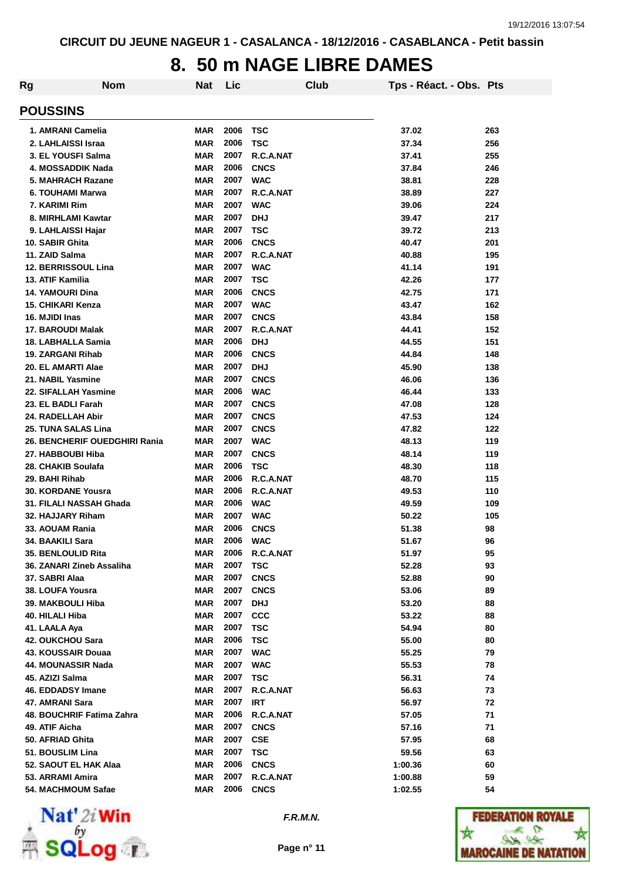CIRCUIT DU JEUNE NAGEUR 1 - CASALANCA - 18/12/2016 - CASABLANCA - Petit bassin

# 8. 50 m NAGE LIBRE DAMES

## POUSSINS

| Rg | Nom | Nat | Lic | Club | Tps - Réact. - Obs. | Pts |
|---|---|---|---|---|---|---|
| 1. | AMRANI Camelia | MAR | 2006 | TSC | 37.02 | 263 |
| 2. | LAHLAISSI Israa | MAR | 2006 | TSC | 37.34 | 256 |
| 3. | EL YOUSFI Salma | MAR | 2007 | R.C.A.NAT | 37.41 | 255 |
| 4. | MOSSADDIK Nada | MAR | 2006 | CNCS | 37.84 | 246 |
| 5. | MAHRACH Razane | MAR | 2007 | WAC | 38.81 | 228 |
| 6. | TOUHAMI Marwa | MAR | 2007 | R.C.A.NAT | 38.89 | 227 |
| 7. | KARIMI Rim | MAR | 2007 | WAC | 39.06 | 224 |
| 8. | MIRHLAMI Kawtar | MAR | 2007 | DHJ | 39.47 | 217 |
| 9. | LAHLAISSI Hajar | MAR | 2007 | TSC | 39.72 | 213 |
| 10. | SABIR Ghita | MAR | 2006 | CNCS | 40.47 | 201 |
| 11. | ZAID Salma | MAR | 2007 | R.C.A.NAT | 40.88 | 195 |
| 12. | BERRISSOUL Lina | MAR | 2007 | WAC | 41.14 | 191 |
| 13. | ATIF Kamilia | MAR | 2007 | TSC | 42.26 | 177 |
| 14. | YAMOURI Dina | MAR | 2006 | CNCS | 42.75 | 171 |
| 15. | CHIKARI Kenza | MAR | 2007 | WAC | 43.47 | 162 |
| 16. | MJIDI Inas | MAR | 2007 | CNCS | 43.84 | 158 |
| 17. | BAROUDI Malak | MAR | 2007 | R.C.A.NAT | 44.41 | 152 |
| 18. | LABHALLA Samia | MAR | 2006 | DHJ | 44.55 | 151 |
| 19. | ZARGANI Rihab | MAR | 2006 | CNCS | 44.84 | 148 |
| 20. | EL AMARTI Alae | MAR | 2007 | DHJ | 45.90 | 138 |
| 21. | NABIL Yasmine | MAR | 2007 | CNCS | 46.06 | 136 |
| 22. | SIFALLAH Yasmine | MAR | 2006 | WAC | 46.44 | 133 |
| 23. | EL BADLI Farah | MAR | 2007 | CNCS | 47.08 | 128 |
| 24. | RADELLAH Abir | MAR | 2007 | CNCS | 47.53 | 124 |
| 25. | TUNA SALAS Lina | MAR | 2007 | CNCS | 47.82 | 122 |
| 26. | BENCHERIF OUEDGHIRI Rania | MAR | 2007 | WAC | 48.13 | 119 |
| 27. | HABBOUBI Hiba | MAR | 2007 | CNCS | 48.14 | 119 |
| 28. | CHAKIB Soulafa | MAR | 2006 | TSC | 48.30 | 118 |
| 29. | BAHI Rihab | MAR | 2006 | R.C.A.NAT | 48.70 | 115 |
| 30. | KORDANE Yousra | MAR | 2006 | R.C.A.NAT | 49.53 | 110 |
| 31. | FILALI NASSAH Ghada | MAR | 2006 | WAC | 49.59 | 109 |
| 32. | HAJJARY Riham | MAR | 2007 | WAC | 50.22 | 105 |
| 33. | AOUAM Rania | MAR | 2006 | CNCS | 51.38 | 98 |
| 34. | BAAKILI Sara | MAR | 2006 | WAC | 51.67 | 96 |
| 35. | BENLOULID Rita | MAR | 2006 | R.C.A.NAT | 51.97 | 95 |
| 36. | ZANARI Zineb Assaliha | MAR | 2007 | TSC | 52.28 | 93 |
| 37. | SABRI Alaa | MAR | 2007 | CNCS | 52.88 | 90 |
| 38. | LOUFA Yousra | MAR | 2007 | CNCS | 53.06 | 89 |
| 39. | MAKBOULI Hiba | MAR | 2007 | DHJ | 53.20 | 88 |
| 40. | HILALI Hiba | MAR | 2007 | CCC | 53.22 | 88 |
| 41. | LAALA Aya | MAR | 2007 | TSC | 54.94 | 80 |
| 42. | OUKCHOU Sara | MAR | 2006 | TSC | 55.00 | 80 |
| 43. | KOUSSAIR Douaa | MAR | 2007 | WAC | 55.25 | 79 |
| 44. | MOUNASSIR Nada | MAR | 2007 | WAC | 55.53 | 78 |
| 45. | AZIZI Salma | MAR | 2007 | TSC | 56.31 | 74 |
| 46. | EDDADSY Imane | MAR | 2007 | R.C.A.NAT | 56.63 | 73 |
| 47. | AMRANI Sara | MAR | 2007 | IRT | 56.97 | 72 |
| 48. | BOUCHRIF Fatima Zahra | MAR | 2006 | R.C.A.NAT | 57.05 | 71 |
| 49. | ATIF Aicha | MAR | 2007 | CNCS | 57.16 | 71 |
| 50. | AFRIAD Ghita | MAR | 2007 | CSE | 57.95 | 68 |
| 51. | BOUSLIM Lina | MAR | 2007 | TSC | 59.56 | 63 |
| 52. | SAOUT EL HAK Alaa | MAR | 2006 | CNCS | 1:00.36 | 60 |
| 53. | ARRAMI Amira | MAR | 2007 | R.C.A.NAT | 1:00.88 | 59 |
| 54. | MACHMOUM Safae | MAR | 2006 | CNCS | 1:02.55 | 54 |

*F.R.M.N.*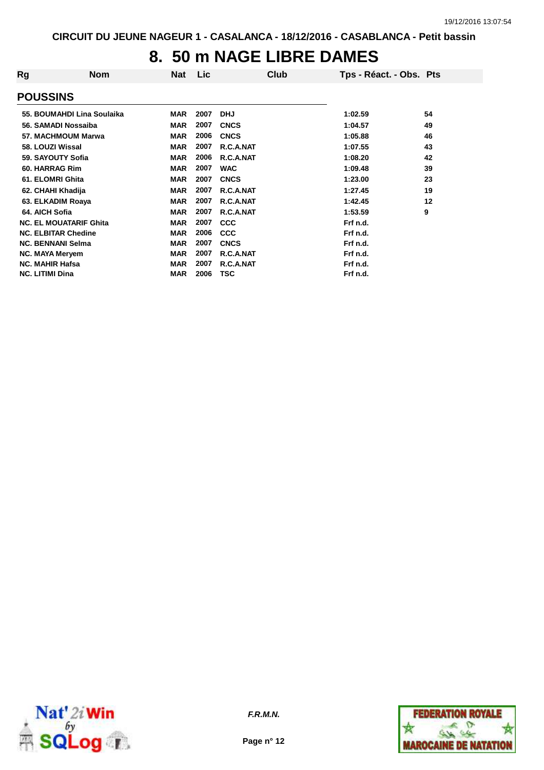CIRCUIT DU JEUNE NAGEUR 1 - CASALANCA - 18/12/2016 - CASABLANCA - Petit bassin

# 8. 50 m NAGE LIBRE DAMES

| Rg | Nom | Nat | Lic | Club | Tps - Réact. - Obs. | Pts |
|---|---|---|---|---|---|---|
| **POUSSINS** | | | | | | |
| 55. | BOUMAHDI Lina Soulaika | MAR | 2007 | DHJ | 1:02.59 | 54 |
| 56. | SAMADI Nossaiba | MAR | 2007 | CNCS | 1:04.57 | 49 |
| 57. | MACHMOUM Marwa | MAR | 2006 | CNCS | 1:05.88 | 46 |
| 58. | LOUZI Wissal | MAR | 2007 | R.C.A.NAT | 1:07.55 | 43 |
| 59. | SAYOUTY Sofia | MAR | 2006 | R.C.A.NAT | 1:08.20 | 42 |
| 60. | HARRAG Rim | MAR | 2007 | WAC | 1:09.48 | 39 |
| 61. | ELOMRI Ghita | MAR | 2007 | CNCS | 1:23.00 | 23 |
| 62. | CHAHI Khadija | MAR | 2007 | R.C.A.NAT | 1:27.45 | 19 |
| 63. | ELKADIM Roaya | MAR | 2007 | R.C.A.NAT | 1:42.45 | 12 |
| 64. | AICH Sofia | MAR | 2007 | R.C.A.NAT | 1:53.59 | 9 |
| NC. | EL MOUATARIF Ghita | MAR | 2007 | CCC | Frf n.d. | |
| NC. | ELBITAR Chedine | MAR | 2006 | CCC | Frf n.d. | |
| NC. | BENNANI Selma | MAR | 2007 | CNCS | Frf n.d. | |
| NC. | MAYA Meryem | MAR | 2007 | R.C.A.NAT | Frf n.d. | |
| NC. | MAHIR Hafsa | MAR | 2007 | R.C.A.NAT | Frf n.d. | |
| NC. | LITIMI Dina | MAR | 2006 | TSC | Frf n.d. | |

*F.R.M.N.*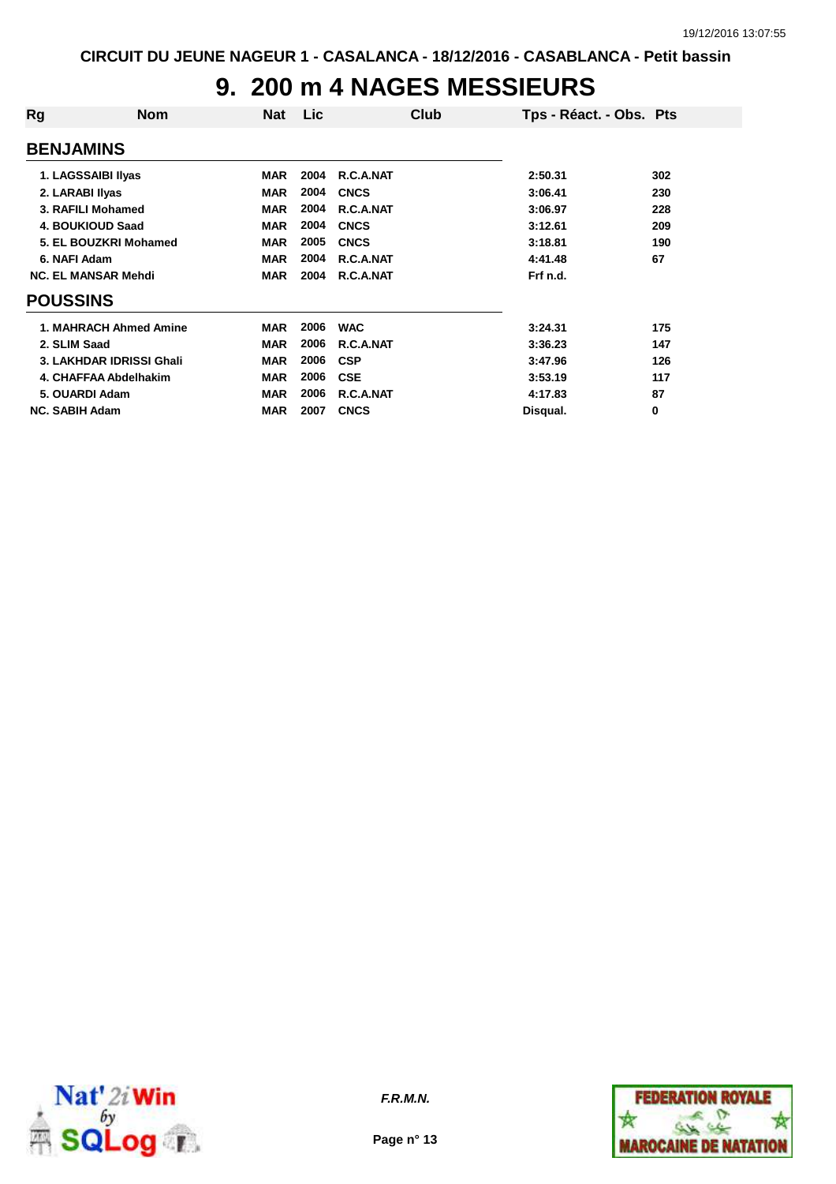CIRCUIT DU JEUNE NAGEUR 1 - CASALANCA - 18/12/2016 - CASABLANCA - Petit bassin

# 9. 200 m 4 NAGES MESSIEURS

| Rg | Nom | Nat | Lic | Club | Tps - Réact. - Obs. | Pts |
|---|---|---|---|---|---|---|
| **BENJAMINS** | | | | | | |
| 1. | LAGSSAIBI Ilyas | MAR | 2004 | R.C.A.NAT | 3:50.31 | 302 |
| 2. | LARABI Ilyas | MAR | 2004 | CNCS | 3:06.41 | 230 |
| 3. | RAFILI Mohamed | MAR | 2004 | R.C.A.NAT | 3:06.97 | 228 |
| 4. | BOUKIOUD Saad | MAR | 2004 | CNCS | 3:12.61 | 209 |
| 5. | EL BOUZKRI Mohamed | MAR | 2005 | CNCS | 3:18.81 | 190 |
| 6. | NAFI Adam | MAR | 2004 | R.C.A.NAT | 4:41.48 | 67 |
| NC. | EL MANSAR Mehdi | MAR | 2004 | R.C.A.NAT | Frf n.d. | |
| **POUSSINS** | | | | | | |
| 1. | MAHRACH Ahmed Amine | MAR | 2006 | WAC | 3:24.31 | 175 |
| 2. | SLIM Saad | MAR | 2006 | R.C.A.NAT | 3:36.23 | 147 |
| 3. | LAKHDAR IDRISSI Ghali | MAR | 2006 | CSP | 3:47.96 | 126 |
| 4. | CHAFFAA Abdelhakim | MAR | 2006 | CSE | 3:53.19 | 117 |
| 5. | OUARDI Adam | MAR | 2006 | R.C.A.NAT | 4:17.83 | 87 |
| NC. | SABIH Adam | MAR | 2007 | CNCS | Disqual. | 0 |

*F.R.M.N.*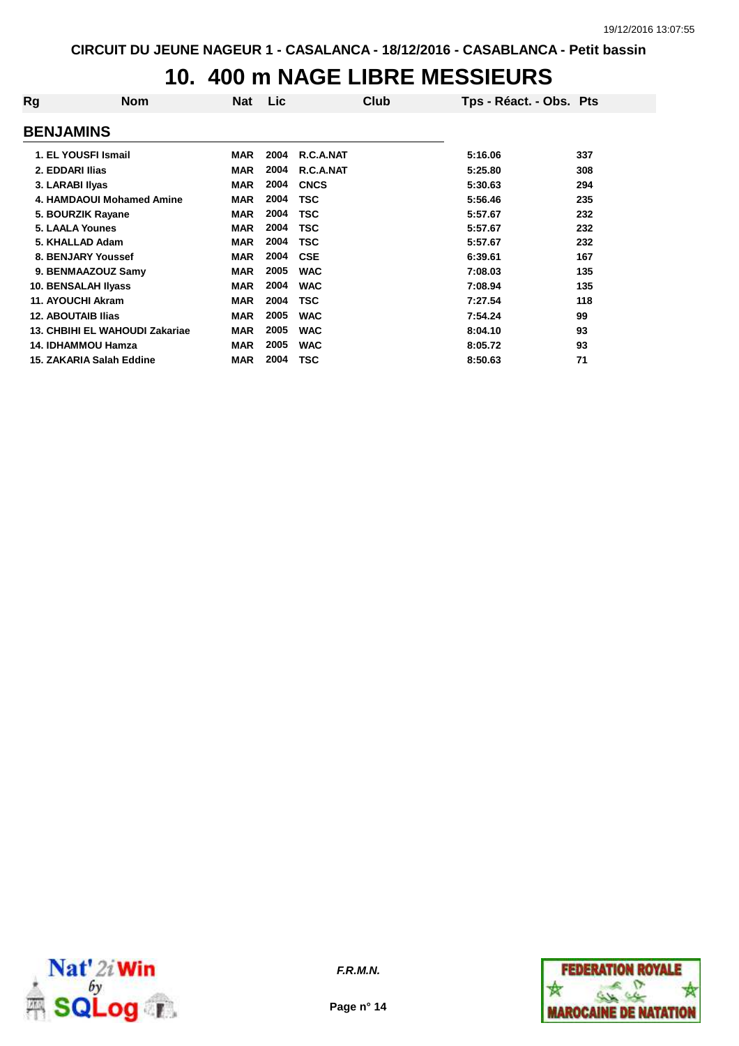# 10. 400 m NAGE LIBRE MESSIEURS

| Rg | Nom | Nat | Lic | Club | Tps - Réact. - Obs. | Pts |
|---|---|---|---|---|---|---|
| **BENJAMINS** | | | | | | |
| 1. | EL YOUSFI Ismail | MAR | 2004 | R.C.A.NAT | 5:16.06 | 337 |
| 2. | EDDARI Ilias | MAR | 2004 | R.C.A.NAT | 5:25.80 | 308 |
| 3. | LARABI Ilyas | MAR | 2004 | CNCS | 5:30.63 | 294 |
| 4. | HAMDAOUI Mohamed Amine | MAR | 2004 | TSC | 5:56.46 | 235 |
| 5. | BOURZIK Rayane | MAR | 2004 | TSC | 5:57.67 | 232 |
| 5. | LAALA Younes | MAR | 2004 | TSC | 5:57.67 | 232 |
| 5. | KHALLAD Adam | MAR | 2004 | TSC | 5:57.67 | 232 |
| 8. | BENJARY Youssef | MAR | 2004 | CSE | 6:39.61 | 167 |
| 9. | BENMAAZOUZ Samy | MAR | 2005 | WAC | 7:08.03 | 135 |
| 10. | BENSALAH Ilyass | MAR | 2004 | WAC | 7:08.94 | 135 |
| 11. | AYOUCHI Akram | MAR | 2004 | TSC | 7:27.54 | 118 |
| 12. | ABOUTAIB Ilias | MAR | 2005 | WAC | 7:54.24 | 99 |
| 13. | CHBIHI EL WAHOUDI Zakariae | MAR | 2005 | WAC | 8:04.10 | 93 |
| 14. | IDHAMMOU Hamza | MAR | 2005 | WAC | 8:05.72 | 93 |
| 15. | ZAKARIA Salah Eddine | MAR | 2004 | TSC | 8:50.63 | 71 |

*F.R.M.N.*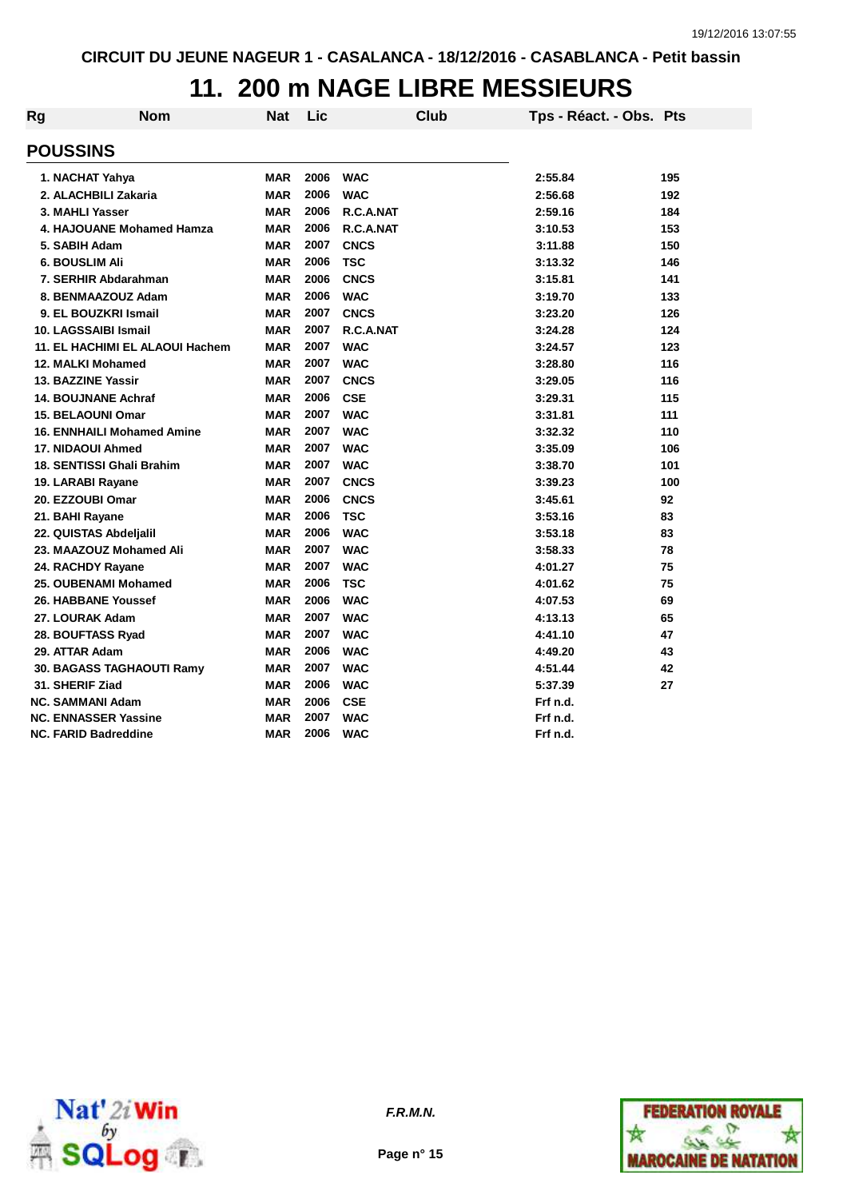CIRCUIT DU JEUNE NAGEUR 1 - CASALANCA - 18/12/2016 - CASABLANCA - Petit bassin

# 11. 200 m NAGE LIBRE MESSIEURS

## POUSSINS

| Rg | Nom | Nat | Lic | Club | Tps - Réact. - Obs. | Pts |
|---|---|---|---|---|---|---|
| 1. | NACHAT Yahya | MAR | 2006 | WAC | 2:55.84 | 195 |
| 2. | ALACHBILI Zakaria | MAR | 2006 | WAC | 2:56.68 | 192 |
| 3. | MAHLI Yasser | MAR | 2006 | R.C.A.NAT | 2:59.16 | 184 |
| 4. | HAJOUANE Mohamed Hamza | MAR | 2006 | R.C.A.NAT | 3:10.53 | 153 |
| 5. | SABIH Adam | MAR | 2007 | CNCS | 3:11.88 | 150 |
| 6. | BOUSLIM Ali | MAR | 2006 | TSC | 3:13.32 | 146 |
| 7. | SERHIR Abdarahman | MAR | 2006 | CNCS | 3:15.81 | 141 |
| 8. | BENMAAZOUZ Adam | MAR | 2006 | WAC | 3:19.70 | 133 |
| 9. | EL BOUZKRI Ismail | MAR | 2007 | CNCS | 3:23.20 | 126 |
| 10. | LAGSSAIBI Ismail | MAR | 2007 | R.C.A.NAT | 3:24.28 | 124 |
| 11. | EL HACHIMI EL ALAOUI Hachem | MAR | 2007 | WAC | 3:24.57 | 123 |
| 12. | MALKI Mohamed | MAR | 2007 | WAC | 3:28.80 | 116 |
| 13. | BAZZINE Yassir | MAR | 2007 | CNCS | 3:29.05 | 116 |
| 14. | BOUJNANE Achraf | MAR | 2006 | CSE | 3:29.31 | 115 |
| 15. | BELAOUNI Omar | MAR | 2007 | WAC | 3:31.81 | 111 |
| 16. | ENNHAILI Mohamed Amine | MAR | 2007 | WAC | 3:32.32 | 110 |
| 17. | NIDAOUI Ahmed | MAR | 2007 | WAC | 3:35.09 | 106 |
| 18. | SENTISSI Ghali Brahim | MAR | 2007 | WAC | 3:38.70 | 101 |
| 19. | LARABI Rayane | MAR | 2007 | CNCS | 3:39.23 | 100 |
| 20. | EZZOUBI Omar | MAR | 2006 | CNCS | 3:45.61 | 92 |
| 21. | BAHI Rayane | MAR | 2006 | TSC | 3:53.16 | 83 |
| 22. | QUISTAS Abdeljalil | MAR | 2006 | WAC | 3:53.18 | 83 |
| 23. | MAAZOUZ Mohamed Ali | MAR | 2007 | WAC | 3:58.33 | 78 |
| 24. | RACHDY Rayane | MAR | 2007 | WAC | 4:01.27 | 75 |
| 25. | OUBENAMI Mohamed | MAR | 2006 | TSC | 4:01.62 | 75 |
| 26. | HABBANE Youssef | MAR | 2006 | WAC | 4:07.53 | 69 |
| 27. | LOURAK Adam | MAR | 2007 | WAC | 4:13.13 | 65 |
| 28. | BOUFTASS Ryad | MAR | 2007 | WAC | 4:41.10 | 47 |
| 29. | ATTAR Adam | MAR | 2006 | WAC | 4:49.20 | 43 |
| 30. | BAGASS TAGHAOUTI Ramy | MAR | 2007 | WAC | 4:51.44 | 42 |
| 31. | SHERIF Ziad | MAR | 2006 | WAC | 5:37.39 | 27 |
| NC. | SAMMANI Adam | MAR | 2006 | CSE | Frf n.d. | |
| NC. | ENNASSER Yassine | MAR | 2007 | WAC | Frf n.d. | |
| NC. | FARID Badreddine | MAR | 2006 | WAC | Frf n.d. | |

*F.R.M.N.*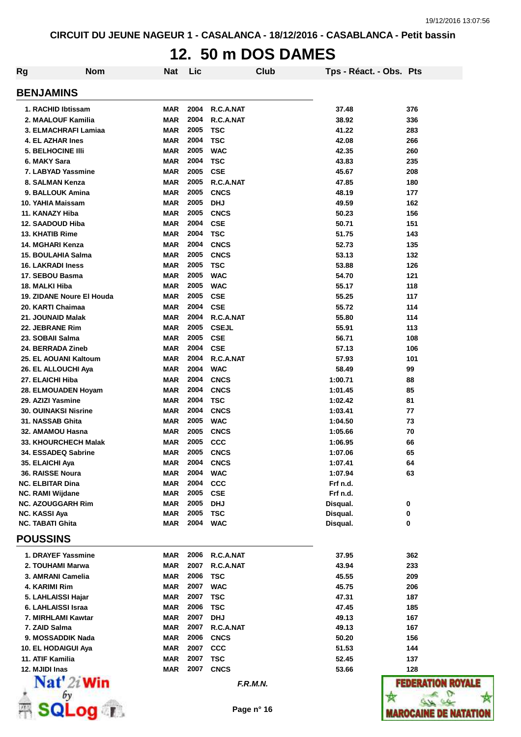CIRCUIT DU JEUNE NAGEUR 1 - CASALANCA - 18/12/2016 - CASABLANCA - Petit bassin

# 12. 50 m DOS DAMES

| Rg | Nom | Nat | Lic | Club | Tps - Réact. - Obs. | Pts |
|---|---|---|---|---|---|---|

## BENJAMINS

| Rg | Nom | Nat | Lic | Club | Tps - Réact. - Obs. | Pts |
|---|---|---|---|---|---|---|
| 1. | RACHID Ibtissam | MAR | 2004 | R.C.A.NAT | 37.48 | 376 |
| 2. | MAALOUF Kamilia | MAR | 2004 | R.C.A.NAT | 38.92 | 336 |
| 3. | ELMACHRAFI Lamiaa | MAR | 2005 | TSC | 41.22 | 283 |
| 4. | EL AZHAR Ines | MAR | 2004 | TSC | 42.08 | 266 |
| 5. | BELHOCINE Illi | MAR | 2005 | WAC | 42.35 | 260 |
| 6. | MAKY Sara | MAR | 2004 | TSC | 43.83 | 235 |
| 7. | LABYAD Yassmine | MAR | 2005 | CSE | 45.67 | 208 |
| 8. | SALMAN Kenza | MAR | 2005 | R.C.A.NAT | 47.85 | 180 |
| 9. | BALLOUK Amina | MAR | 2005 | CNCS | 48.19 | 177 |
| 10. | YAHIA Maissam | MAR | 2005 | DHJ | 49.59 | 162 |
| 11. | KANAZY Hiba | MAR | 2005 | CNCS | 50.23 | 156 |
| 12. | SAADOUD Hiba | MAR | 2004 | CSE | 50.71 | 151 |
| 13. | KHATIB Rime | MAR | 2004 | TSC | 51.75 | 143 |
| 14. | MGHARI Kenza | MAR | 2004 | CNCS | 52.73 | 135 |
| 15. | BOULAHIA Salma | MAR | 2005 | CNCS | 53.13 | 132 |
| 16. | LAKRADI Iness | MAR | 2005 | TSC | 53.88 | 126 |
| 17. | SEBOU Basma | MAR | 2005 | WAC | 54.70 | 121 |
| 18. | MALKI Hiba | MAR | 2005 | WAC | 55.17 | 118 |
| 19. | ZIDANE Noure El Houda | MAR | 2005 | CSE | 55.25 | 117 |
| 20. | KARTI Chaimaa | MAR | 2004 | CSE | 55.72 | 114 |
| 21. | JOUNAID Malak | MAR | 2004 | R.C.A.NAT | 55.80 | 114 |
| 22. | JEBRANE Rim | MAR | 2005 | CSEJL | 55.91 | 113 |
| 23. | SOBAII Salma | MAR | 2005 | CSE | 56.71 | 108 |
| 24. | BERRADA Zineb | MAR | 2004 | CSE | 57.13 | 106 |
| 25. | EL AOUANI Kaltoum | MAR | 2004 | R.C.A.NAT | 57.93 | 101 |
| 26. | EL ALLOUCHI Aya | MAR | 2004 | WAC | 58.49 | 99 |
| 27. | ELAICHI Hiba | MAR | 2004 | CNCS | 1:00.71 | 88 |
| 28. | ELMOUADEN Hoyam | MAR | 2004 | CNCS | 1:01.45 | 85 |
| 29. | AZIZI Yasmine | MAR | 2004 | TSC | 1:02.42 | 81 |
| 30. | OUINAKSI Nisrine | MAR | 2004 | CNCS | 1:03.41 | 77 |
| 31. | NASSAB Ghita | MAR | 2005 | WAC | 1:04.50 | 73 |
| 32. | AMAMOU Hasna | MAR | 2005 | CNCS | 1:05.66 | 70 |
| 33. | KHOURCHECH Malak | MAR | 2005 | CCC | 1:06.95 | 66 |
| 34. | ESSADEQ Sabrine | MAR | 2005 | CNCS | 1:07.06 | 65 |
| 35. | ELAICHI Aya | MAR | 2004 | CNCS | 1:07.41 | 64 |
| 36. | RAISSE Noura | MAR | 2004 | WAC | 1:07.94 | 63 |
| NC. | ELBITAR Dina | MAR | 2004 | CCC | Frf n.d. | |
| NC. | RAMI Wijdane | MAR | 2005 | CSE | Frf n.d. | |
| NC. | AZOUGGARH Rim | MAR | 2005 | DHJ | Disqual. | 0 |
| NC. | KASSI Aya | MAR | 2005 | TSC | Disqual. | 0 |
| NC. | TABATI Ghita | MAR | 2004 | WAC | Disqual. | 0 |

## POUSSINS

| Rg | Nom | Nat | Lic | Club | Tps - Réact. - Obs. | Pts |
|---|---|---|---|---|---|---|
| 1. | DRAYEF Yassmine | MAR | 2006 | R.C.A.NAT | 37.95 | 362 |
| 2. | TOUHAMI Marwa | MAR | 2007 | R.C.A.NAT | 43.94 | 233 |
| 3. | AMRANI Camelia | MAR | 2006 | TSC | 45.55 | 209 |
| 4. | KARIMI Rim | MAR | 2007 | WAC | 45.75 | 206 |
| 5. | LAHLAISSI Hajar | MAR | 2007 | TSC | 47.31 | 187 |
| 6. | LAHLAISSI Israa | MAR | 2006 | TSC | 47.45 | 185 |
| 7. | MIRHLAMI Kawtar | MAR | 2007 | DHJ | 49.13 | 167 |
| 7. | ZAID Salma | MAR | 2007 | R.C.A.NAT | 49.13 | 167 |
| 9. | MOSSADDIK Nada | MAR | 2006 | CNCS | 50.20 | 156 |
| 10. | EL HODAIGUI Aya | MAR | 2007 | CCC | 51.53 | 144 |
| 11. | ATIF Kamilia | MAR | 2007 | TSC | 52.45 | 137 |
| 12. | MJIDI Inas | MAR | 2007 | CNCS | 53.66 | 128 |

*F.R.M.N.*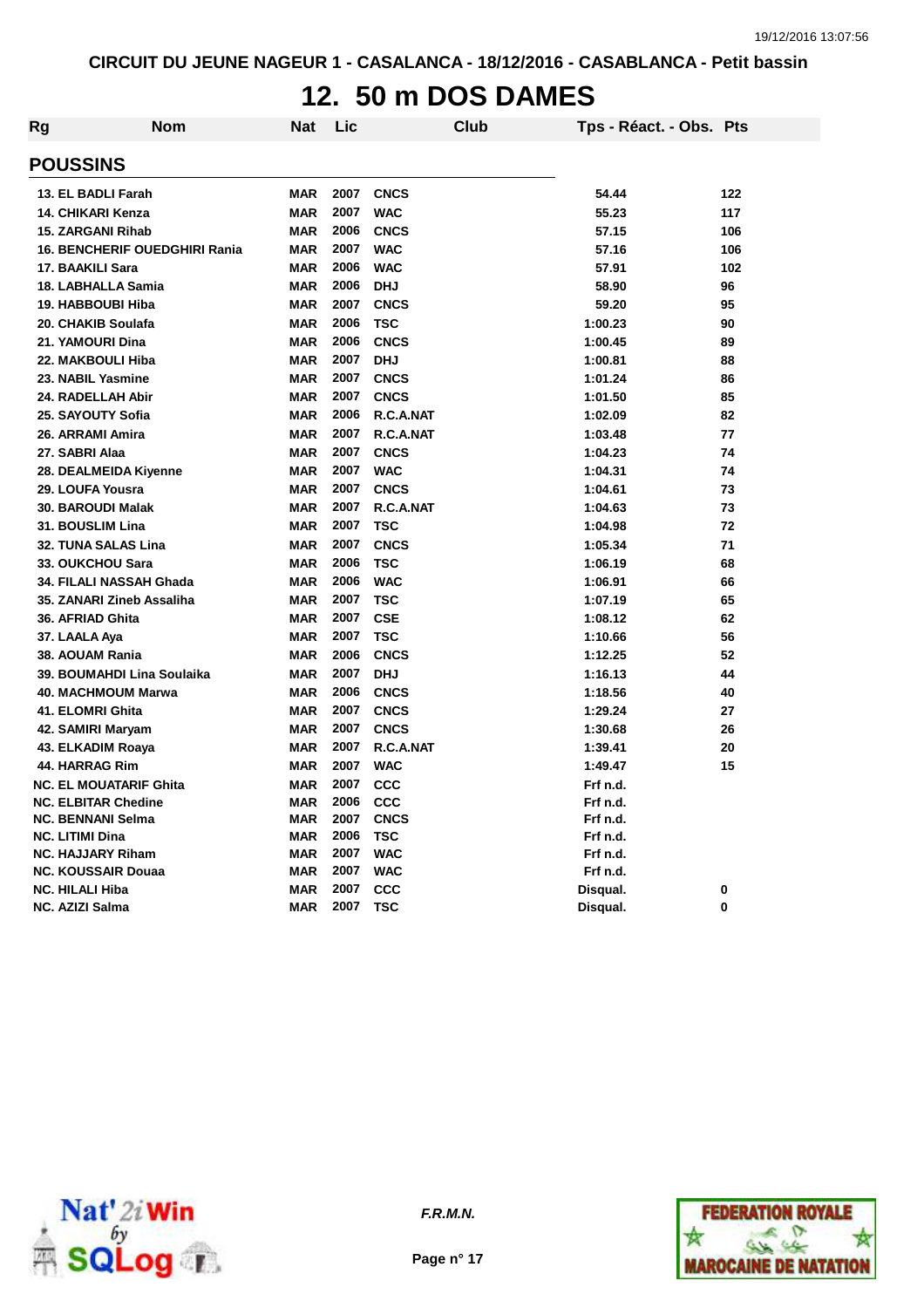CIRCUIT DU JEUNE NAGEUR 1 - CASALANCA - 18/12/2016 - CASABLANCA - Petit bassin

# 12. 50 m DOS DAMES

| Rg | Nom | Nat | Lic | Club | Tps - Réact. - Obs. | Pts |
|---|---|---|---|---|---|---|

## POUSSINS

| Rg | Nom | Nat | Lic | Club | Tps - Réact. - Obs. | Pts |
|---|---|---|---|---|---|---|
| 13. | EL BADLI Farah | MAR | 2007 | CNCS | 54.44 | 122 |
| 14. | CHIKARI Kenza | MAR | 2007 | WAC | 55.23 | 117 |
| 15. | ZARGANI Rihab | MAR | 2006 | CNCS | 57.15 | 106 |
| 16. | BENCHERIF OUEDGHIRI Rania | MAR | 2007 | WAC | 57.16 | 106 |
| 17. | BAAKILI Sara | MAR | 2006 | WAC | 57.91 | 102 |
| 18. | LABHALLA Samia | MAR | 2006 | DHJ | 58.90 | 96 |
| 19. | HABBOUBI Hiba | MAR | 2007 | CNCS | 59.20 | 95 |
| 20. | CHAKIB Soulafa | MAR | 2006 | TSC | 1:00.23 | 90 |
| 21. | YAMOURI Dina | MAR | 2006 | CNCS | 1:00.45 | 89 |
| 22. | MAKBOULI Hiba | MAR | 2007 | DHJ | 1:00.81 | 88 |
| 23. | NABIL Yasmine | MAR | 2007 | CNCS | 1:01.24 | 86 |
| 24. | RADELLAH Abir | MAR | 2007 | CNCS | 1:01.50 | 85 |
| 25. | SAYOUTY Sofia | MAR | 2006 | R.C.A.NAT | 1:02.09 | 82 |
| 26. | ARRAMI Amira | MAR | 2007 | R.C.A.NAT | 1:03.48 | 77 |
| 27. | SABRI Alaa | MAR | 2007 | CNCS | 1:04.23 | 74 |
| 28. | DEALMEIDA Kiyenne | MAR | 2007 | WAC | 1:04.31 | 74 |
| 29. | LOUFA Yousra | MAR | 2007 | CNCS | 1:04.61 | 73 |
| 30. | BAROUDI Malak | MAR | 2007 | R.C.A.NAT | 1:04.63 | 73 |
| 31. | BOUSLIM Lina | MAR | 2007 | TSC | 1:04.98 | 72 |
| 32. | TUNA SALAS Lina | MAR | 2007 | CNCS | 1:05.34 | 71 |
| 33. | OUKCHOU Sara | MAR | 2006 | TSC | 1:06.19 | 68 |
| 34. | FILALI NASSAH Ghada | MAR | 2006 | WAC | 1:06.91 | 66 |
| 35. | ZANARI Zineb Assaliha | MAR | 2007 | TSC | 1:07.19 | 65 |
| 36. | AFRIAD Ghita | MAR | 2007 | CSE | 1:08.12 | 62 |
| 37. | LAALA Aya | MAR | 2007 | TSC | 1:10.66 | 56 |
| 38. | AOUAM Rania | MAR | 2006 | CNCS | 1:12.25 | 52 |
| 39. | BOUMAHDI Lina Soulaika | MAR | 2007 | DHJ | 1:16.13 | 44 |
| 40. | MACHMOUM Marwa | MAR | 2006 | CNCS | 1:18.56 | 40 |
| 41. | ELOMRI Ghita | MAR | 2007 | CNCS | 1:29.24 | 27 |
| 42. | SAMIRI Maryam | MAR | 2007 | CNCS | 1:30.68 | 26 |
| 43. | ELKADIM Roaya | MAR | 2007 | R.C.A.NAT | 1:39.41 | 20 |
| 44. | HARRAG Rim | MAR | 2007 | WAC | 1:49.47 | 15 |
| NC. | EL MOUATARIF Ghita | MAR | 2007 | CCC | Frf n.d. | |
| NC. | ELBITAR Chedine | MAR | 2006 | CCC | Frf n.d. | |
| NC. | BENNANI Selma | MAR | 2007 | CNCS | Frf n.d. | |
| NC. | LITIMI Dina | MAR | 2006 | TSC | Frf n.d. | |
| NC. | HAJJARY Riham | MAR | 2007 | WAC | Frf n.d. | |
| NC. | KOUSSAIR Douaa | MAR | 2007 | WAC | Frf n.d. | |
| NC. | HILALI Hiba | MAR | 2007 | CCC | Disqual. | 0 |
| NC. | AZIZI Salma | MAR | 2007 | TSC | Disqual. | 0 |

*F.R.M.N.*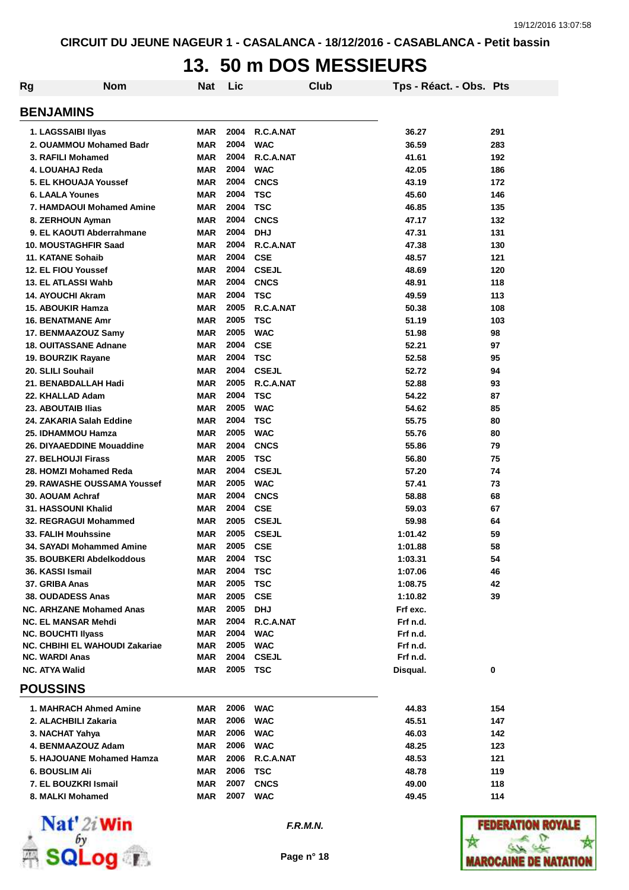CIRCUIT DU JEUNE NAGEUR 1 - CASALANCA - 18/12/2016 - CASABLANCA - Petit bassin

# 13. 50 m DOS MESSIEURS

| Rg | Nom | Nat | Lic | Club | Tps - Réact. - Obs. | Pts |
|---|---|---|---|---|---|---|
| **BENJAMINS** | | | | | | |
| 1. | LAGSSAIBI Ilyas | MAR | 2004 | R.C.A.NAT | 36.27 | 291 |
| 2. | OUAMMOU Mohamed Badr | MAR | 2004 | WAC | 36.59 | 283 |
| 3. | RAFILI Mohamed | MAR | 2004 | R.C.A.NAT | 41.61 | 192 |
| 4. | LOUAHAJ Reda | MAR | 2004 | WAC | 42.05 | 186 |
| 5. | EL KHOUAJA Youssef | MAR | 2004 | CNCS | 43.19 | 172 |
| 6. | LAALA Younes | MAR | 2004 | TSC | 45.60 | 146 |
| 7. | HAMDAOUI Mohamed Amine | MAR | 2004 | TSC | 46.85 | 135 |
| 8. | ZERHOUN Ayman | MAR | 2004 | CNCS | 47.17 | 132 |
| 9. | EL KAOUTI Abderrahmane | MAR | 2004 | DHJ | 47.31 | 131 |
| 10. | MOUSTAGHFIR Saad | MAR | 2004 | R.C.A.NAT | 47.38 | 130 |
| 11. | KATANE Sohaib | MAR | 2004 | CSE | 48.57 | 121 |
| 12. | EL FIOU Youssef | MAR | 2004 | CSEJL | 48.69 | 120 |
| 13. | EL ATLASSI Wahb | MAR | 2004 | CNCS | 48.91 | 118 |
| 14. | AYOUCHI Akram | MAR | 2004 | TSC | 49.59 | 113 |
| 15. | ABOUKIR Hamza | MAR | 2005 | R.C.A.NAT | 50.38 | 108 |
| 16. | BENATMANE Amr | MAR | 2005 | TSC | 51.19 | 103 |
| 17. | BENMAAZOUZ Samy | MAR | 2005 | WAC | 51.98 | 98 |
| 18. | OUITASSANE Adnane | MAR | 2004 | CSE | 52.21 | 97 |
| 19. | BOURZIK Rayane | MAR | 2004 | TSC | 52.58 | 95 |
| 20. | SLILI Souhail | MAR | 2004 | CSEJL | 52.72 | 94 |
| 21. | BENABDALLAH Hadi | MAR | 2005 | R.C.A.NAT | 52.88 | 93 |
| 22. | KHALLAD Adam | MAR | 2004 | TSC | 54.22 | 87 |
| 23. | ABOUTAIB Ilias | MAR | 2005 | WAC | 54.62 | 85 |
| 24. | ZAKARIA Salah Eddine | MAR | 2004 | TSC | 55.75 | 80 |
| 25. | IDHAMMOU Hamza | MAR | 2005 | WAC | 55.76 | 80 |
| 26. | DIYAAEDDINE Mouaddine | MAR | 2004 | CNCS | 55.86 | 79 |
| 27. | BELHOUJI Firass | MAR | 2005 | TSC | 56.80 | 75 |
| 28. | HOMZI Mohamed Reda | MAR | 2004 | CSEJL | 57.20 | 74 |
| 29. | RAWASHE OUSSAMA Youssef | MAR | 2005 | WAC | 57.41 | 73 |
| 30. | AOUAM Achraf | MAR | 2004 | CNCS | 58.88 | 68 |
| 31. | HASSOUNI Khalid | MAR | 2004 | CSE | 59.03 | 67 |
| 32. | REGRAGUI Mohammed | MAR | 2005 | CSEJL | 59.98 | 64 |
| 33. | FALIH Mouhssine | MAR | 2005 | CSEJL | 1:01.42 | 59 |
| 34. | SAYADI Mohammed Amine | MAR | 2005 | CSE | 1:01.88 | 58 |
| 35. | BOUBKERI Abdelkoddous | MAR | 2004 | TSC | 1:03.31 | 54 |
| 36. | KASSI Ismail | MAR | 2004 | TSC | 1:07.06 | 46 |
| 37. | GRIBA Anas | MAR | 2005 | TSC | 1:08.75 | 42 |
| 38. | OUDADESS Anas | MAR | 2005 | CSE | 1:10.82 | 39 |
| NC. | ARHZANE Mohamed Anas | MAR | 2005 | DHJ | Frf exc. | |
| NC. | EL MANSAR Mehdi | MAR | 2004 | R.C.A.NAT | Frf n.d. | |
| NC. | BOUCHTI Ilyass | MAR | 2004 | WAC | Frf n.d. | |
| NC. | CHBIHI EL WAHOUDI Zakariae | MAR | 2005 | WAC | Frf n.d. | |
| NC. | WARDI Anas | MAR | 2004 | CSEJL | Frf n.d. | |
| NC. | ATYA Walid | MAR | 2005 | TSC | Disqual. | 0 |
| **POUSSINS** | | | | | | |
| 1. | MAHRACH Ahmed Amine | MAR | 2006 | WAC | 44.83 | 154 |
| 2. | ALACHBILI Zakaria | MAR | 2006 | WAC | 45.51 | 147 |
| 3. | NACHAT Yahya | MAR | 2006 | WAC | 46.03 | 142 |
| 4. | BENMAAZOUZ Adam | MAR | 2006 | WAC | 48.25 | 123 |
| 5. | HAJOUANE Mohamed Hamza | MAR | 2006 | R.C.A.NAT | 48.53 | 121 |
| 6. | BOUSLIM Ali | MAR | 2006 | TSC | 48.78 | 119 |
| 7. | EL BOUZKRI Ismail | MAR | 2007 | CNCS | 49.00 | 118 |
| 8. | MALKI Mohamed | MAR | 2007 | WAC | 49.45 | 114 |

*F.R.M.N.*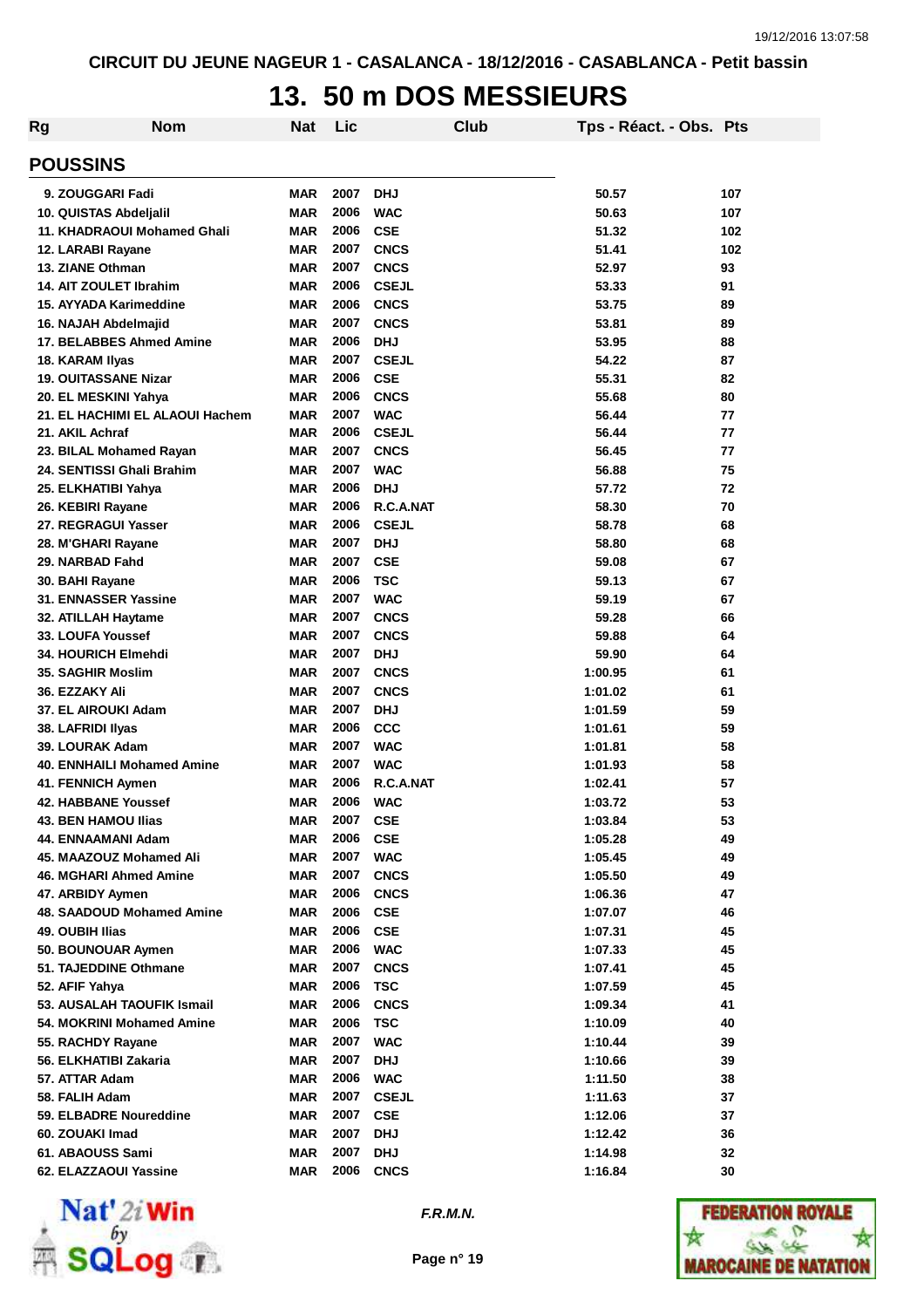CIRCUIT DU JEUNE NAGEUR 1 - CASALANCA - 18/12/2016 - CASABLANCA - Petit bassin

# 13. 50 m DOS MESSIEURS

| Rg | Nom | Nat | Lic | Club | Tps - Réact. - Obs. | Pts |
|---|---|---|---|---|---|---|

## POUSSINS

| Rg | Nom | Nat | Lic | Club | Tps - Réact. - Obs. | Pts |
|---|---|---|---|---|---|---|
| 9. | ZOUGGARI Fadi | MAR | 2007 | DHJ | 50.57 | 107 |
| 10. | QUISTAS Abdeljalil | MAR | 2006 | WAC | 50.63 | 107 |
| 11. | KHADRAOUI Mohamed Ghali | MAR | 2006 | CSE | 51.32 | 102 |
| 12. | LARABI Rayane | MAR | 2007 | CNCS | 51.41 | 102 |
| 13. | ZIANE Othman | MAR | 2007 | CNCS | 52.97 | 93 |
| 14. | AIT ZOULET Ibrahim | MAR | 2006 | CSEJL | 53.33 | 91 |
| 15. | AYYADA Karimeddine | MAR | 2006 | CNCS | 53.75 | 89 |
| 16. | NAJAH Abdelmajid | MAR | 2007 | CNCS | 53.81 | 89 |
| 17. | BELABBES Ahmed Amine | MAR | 2006 | DHJ | 53.95 | 88 |
| 18. | KARAM Ilyas | MAR | 2007 | CSEJL | 54.22 | 87 |
| 19. | OUITASSANE Nizar | MAR | 2006 | CSE | 55.31 | 82 |
| 20. | EL MESKINI Yahya | MAR | 2006 | CNCS | 55.68 | 80 |
| 21. | EL HACHIMI EL ALAOUI Hachem | MAR | 2007 | WAC | 56.44 | 77 |
| 21. | AKIL Achraf | MAR | 2006 | CSEJL | 56.44 | 77 |
| 23. | BILAL Mohamed Rayan | MAR | 2007 | CNCS | 56.45 | 77 |
| 24. | SENTISSI Ghali Brahim | MAR | 2007 | WAC | 56.88 | 75 |
| 25. | ELKHATIBI Yahya | MAR | 2006 | DHJ | 57.72 | 72 |
| 26. | KEBIRI Rayane | MAR | 2006 | R.C.A.NAT | 58.30 | 70 |
| 27. | REGRAGUI Yasser | MAR | 2006 | CSEJL | 58.78 | 68 |
| 28. | M'GHARI Rayane | MAR | 2007 | DHJ | 58.80 | 68 |
| 29. | NARBAD Fahd | MAR | 2007 | CSE | 59.08 | 67 |
| 30. | BAHI Rayane | MAR | 2006 | TSC | 59.13 | 67 |
| 31. | ENNASSER Yassine | MAR | 2007 | WAC | 59.19 | 67 |
| 32. | ATILLAH Haytame | MAR | 2007 | CNCS | 59.28 | 66 |
| 33. | LOUFA Youssef | MAR | 2007 | CNCS | 59.88 | 64 |
| 34. | HOURICH Elmehdi | MAR | 2007 | DHJ | 59.90 | 64 |
| 35. | SAGHIR Moslim | MAR | 2007 | CNCS | 1:00.95 | 61 |
| 36. | EZZAKY Ali | MAR | 2007 | CNCS | 1:01.02 | 61 |
| 37. | EL AIROUKI Adam | MAR | 2007 | DHJ | 1:01.59 | 59 |
| 38. | LAFRIDI Ilyas | MAR | 2006 | CCC | 1:01.61 | 59 |
| 39. | LOURAK Adam | MAR | 2007 | WAC | 1:01.81 | 58 |
| 40. | ENNHAILI Mohamed Amine | MAR | 2007 | WAC | 1:01.93 | 58 |
| 41. | FENNICH Aymen | MAR | 2006 | R.C.A.NAT | 1:02.41 | 57 |
| 42. | HABBANE Youssef | MAR | 2006 | WAC | 1:03.72 | 53 |
| 43. | BEN HAMOU Ilias | MAR | 2007 | CSE | 1:03.84 | 53 |
| 44. | ENNAAMANI Adam | MAR | 2006 | CSE | 1:05.28 | 49 |
| 45. | MAAZOUZ Mohamed Ali | MAR | 2007 | WAC | 1:05.45 | 49 |
| 46. | MGHARI Ahmed Amine | MAR | 2007 | CNCS | 1:05.50 | 49 |
| 47. | ARBIDY Aymen | MAR | 2006 | CNCS | 1:06.36 | 47 |
| 48. | SAADOUD Mohamed Amine | MAR | 2006 | CSE | 1:07.07 | 46 |
| 49. | OUBIH Ilias | MAR | 2006 | CSE | 1:07.31 | 45 |
| 50. | BOUNOUAR Aymen | MAR | 2006 | WAC | 1:07.33 | 45 |
| 51. | TAJEDDINE Othmane | MAR | 2007 | CNCS | 1:07.41 | 45 |
| 52. | AFIF Yahya | MAR | 2006 | TSC | 1:07.59 | 45 |
| 53. | AUSALAH TAOUFIK Ismail | MAR | 2006 | CNCS | 1:09.34 | 41 |
| 54. | MOKRINI Mohamed Amine | MAR | 2006 | TSC | 1:10.09 | 40 |
| 55. | RACHDY Rayane | MAR | 2007 | WAC | 1:10.44 | 39 |
| 56. | ELKHATIBI Zakaria | MAR | 2007 | DHJ | 1:10.66 | 39 |
| 57. | ATTAR Adam | MAR | 2006 | WAC | 1:11.50 | 38 |
| 58. | FALIH Adam | MAR | 2007 | CSEJL | 1:11.63 | 37 |
| 59. | ELBADRE Noureddine | MAR | 2007 | CSE | 1:12.06 | 37 |
| 60. | ZOUAKI Imad | MAR | 2007 | DHJ | 1:12.42 | 36 |
| 61. | ABAOUSS Sami | MAR | 2007 | DHJ | 1:14.98 | 32 |
| 62. | ELAZZAOUI Yassine | MAR | 2006 | CNCS | 1:16.84 | 30 |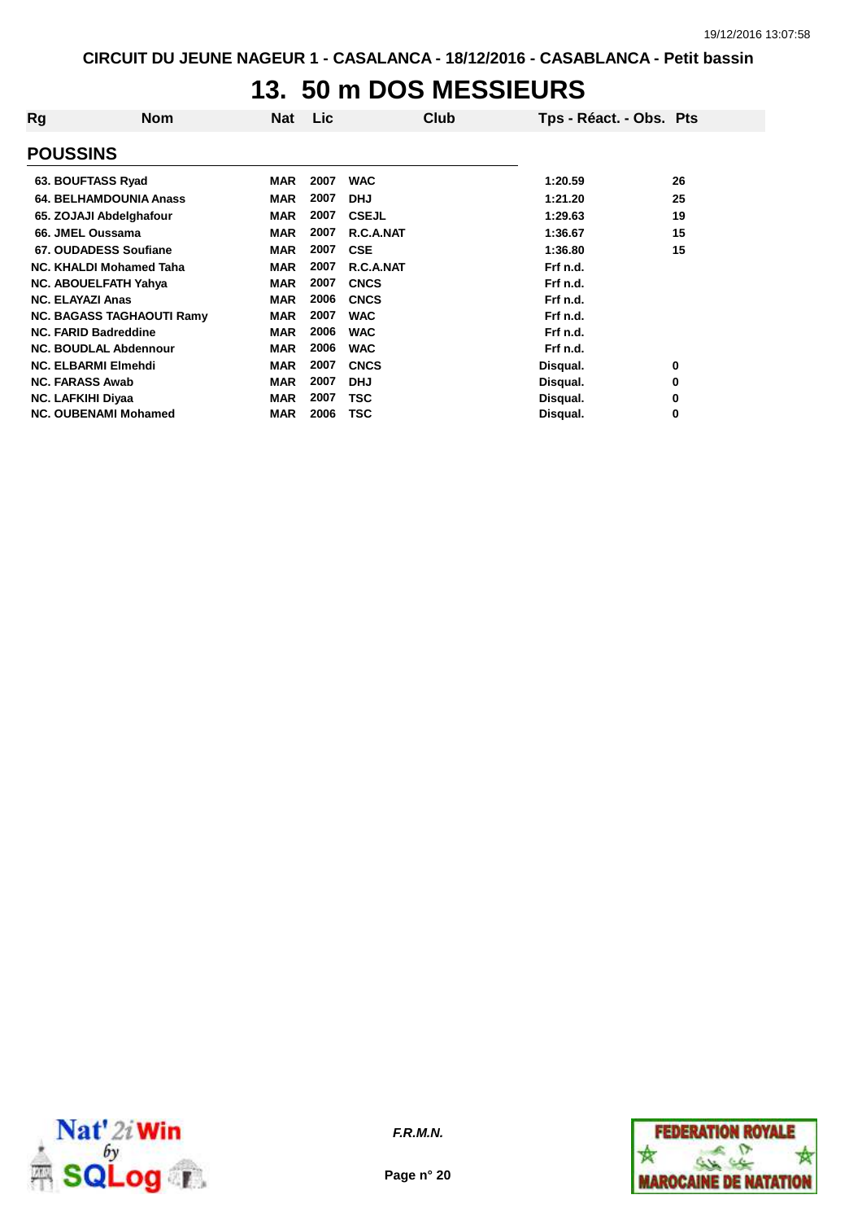CIRCUIT DU JEUNE NAGEUR 1 - CASALANCA - 18/12/2016 - CASABLANCA - Petit bassin

# 13. 50 m DOS MESSIEURS

| Rg | Nom | Nat | Lic | Club | Tps - Réact. - Obs. | Pts |
|---|---|---|---|---|---|---|
| **POUSSINS** | | | | | | |
| 63. | BOUFTASS Ryad | MAR | 2007 | WAC | 1:20.59 | 26 |
| 64. | BELHAMDOUNIA Anass | MAR | 2007 | DHJ | 1:21.20 | 25 |
| 65. | ZOJAJI Abdelghafour | MAR | 2007 | CSEJL | 1:29.63 | 19 |
| 66. | JMEL Oussama | MAR | 2007 | R.C.A.NAT | 1:36.67 | 15 |
| 67. | OUDADESS Soufiane | MAR | 2007 | CSE | 1:36.80 | 15 |
| NC. | KHALDI Mohamed Taha | MAR | 2007 | R.C.A.NAT | Frf n.d. | |
| NC. | ABOUELFATH Yahya | MAR | 2007 | CNCS | Frf n.d. | |
| NC. | ELAYAZI Anas | MAR | 2006 | CNCS | Frf n.d. | |
| NC. | BAGASS TAGHAOUTI Ramy | MAR | 2007 | WAC | Frf n.d. | |
| NC. | FARID Badreddine | MAR | 2006 | WAC | Frf n.d. | |
| NC. | BOUDLAL Abdennour | MAR | 2006 | WAC | Frf n.d. | |
| NC. | ELBARMI Elmehdi | MAR | 2007 | CNCS | Disqual. | 0 |
| NC. | FARASS Awab | MAR | 2007 | DHJ | Disqual. | 0 |
| NC. | LAFKIHI Diyaa | MAR | 2007 | TSC | Disqual. | 0 |
| NC. | OUBENAMI Mohamed | MAR | 2006 | TSC | Disqual. | 0 |

*F.R.M.N.*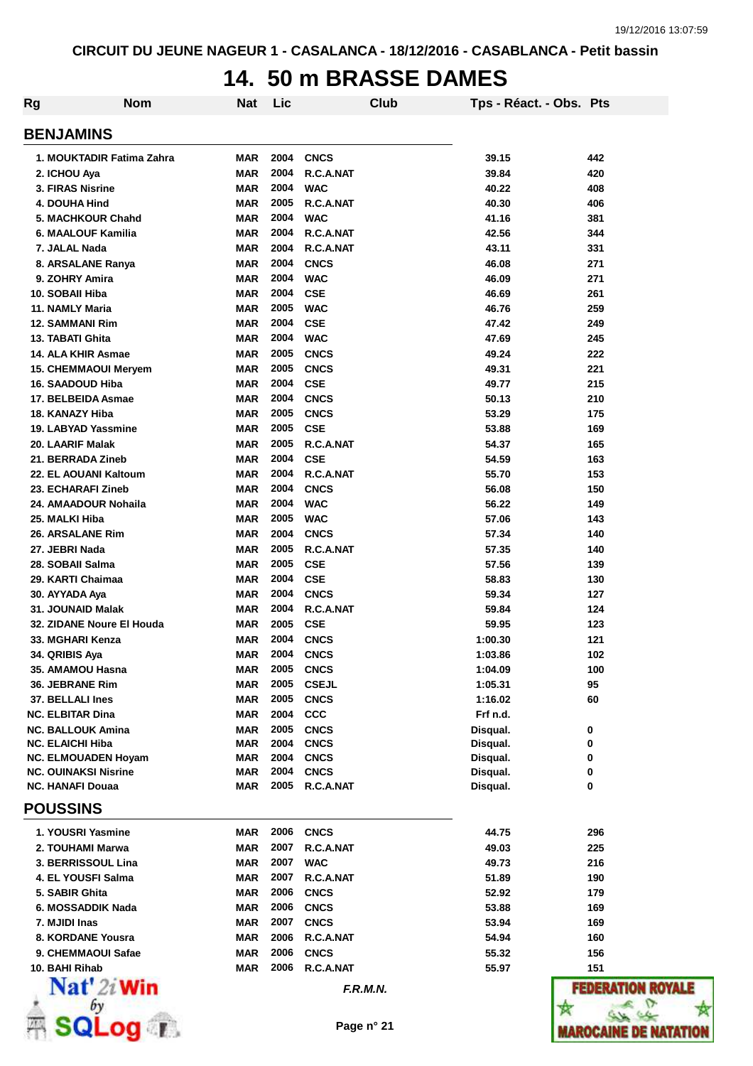CIRCUIT DU JEUNE NAGEUR 1 - CASALANCA - 18/12/2016 - CASABLANCA - Petit bassin

# 14. 50 m BRASSE DAMES

| Rg | Nom | Nat | Lic | Club | Tps - Réact. - Obs. | Pts |
|---|---|---|---|---|---|---|
| **BENJAMINS** | | | | | | |
| 1. | MOUKTADIR Fatima Zahra | MAR | 2004 | CNCS | 39.15 | 442 |
| 2. | ICHOU Aya | MAR | 2004 | R.C.A.NAT | 39.84 | 420 |
| 3. | FIRAS Nisrine | MAR | 2004 | WAC | 40.22 | 408 |
| 4. | DOUHA Hind | MAR | 2005 | R.C.A.NAT | 40.30 | 406 |
| 5. | MACHKOUR Chahd | MAR | 2004 | WAC | 41.16 | 381 |
| 6. | MAALOUF Kamilia | MAR | 2004 | R.C.A.NAT | 42.56 | 344 |
| 7. | JALAL Nada | MAR | 2004 | R.C.A.NAT | 43.11 | 331 |
| 8. | ARSALANE Ranya | MAR | 2004 | CNCS | 46.08 | 271 |
| 9. | ZOHRY Amira | MAR | 2004 | WAC | 46.09 | 271 |
| 10. | SOBAII Hiba | MAR | 2004 | CSE | 46.69 | 261 |
| 11. | NAMLY Maria | MAR | 2005 | WAC | 46.76 | 259 |
| 12. | SAMMANI Rim | MAR | 2004 | CSE | 47.42 | 249 |
| 13. | TABATI Ghita | MAR | 2004 | WAC | 47.69 | 245 |
| 14. | ALA KHIR Asmae | MAR | 2005 | CNCS | 49.24 | 222 |
| 15. | CHEMMAOUI Meryem | MAR | 2005 | CNCS | 49.31 | 221 |
| 16. | SAADOUD Hiba | MAR | 2004 | CSE | 49.77 | 215 |
| 17. | BELBEIDA Asmae | MAR | 2004 | CNCS | 50.13 | 210 |
| 18. | KANAZY Hiba | MAR | 2005 | CNCS | 53.29 | 175 |
| 19. | LABYAD Yassmine | MAR | 2005 | CSE | 53.88 | 169 |
| 20. | LAARIF Malak | MAR | 2005 | R.C.A.NAT | 54.37 | 165 |
| 21. | BERRADA Zineb | MAR | 2004 | CSE | 54.59 | 163 |
| 22. | EL AOUANI Kaltoum | MAR | 2004 | R.C.A.NAT | 55.70 | 153 |
| 23. | ECHARAFI Zineb | MAR | 2004 | CNCS | 56.08 | 150 |
| 24. | AMAADOUR Nohaila | MAR | 2004 | WAC | 56.22 | 149 |
| 25. | MALKI Hiba | MAR | 2005 | WAC | 57.06 | 143 |
| 26. | ARSALANE Rim | MAR | 2004 | CNCS | 57.34 | 140 |
| 27. | JEBRI Nada | MAR | 2005 | R.C.A.NAT | 57.35 | 140 |
| 28. | SOBAII Salma | MAR | 2005 | CSE | 57.56 | 139 |
| 29. | KARTI Chaimaa | MAR | 2004 | CSE | 58.83 | 130 |
| 30. | AYYADA Aya | MAR | 2004 | CNCS | 59.34 | 127 |
| 31. | JOUNAID Malak | MAR | 2004 | R.C.A.NAT | 59.84 | 124 |
| 32. | ZIDANE Noure El Houda | MAR | 2005 | CSE | 59.95 | 123 |
| 33. | MGHARI Kenza | MAR | 2004 | CNCS | 1:00.30 | 121 |
| 34. | QRIBIS Aya | MAR | 2004 | CNCS | 1:03.86 | 102 |
| 35. | AMAMOU Hasna | MAR | 2005 | CNCS | 1:04.09 | 100 |
| 36. | JEBRANE Rim | MAR | 2005 | CSEJL | 1:05.31 | 95 |
| 37. | BELLALI Ines | MAR | 2005 | CNCS | 1:16.02 | 60 |
| NC. | ELBITAR Dina | MAR | 2004 | CCC | Frf n.d. | |
| NC. | BALLOUK Amina | MAR | 2005 | CNCS | Disqual. | 0 |
| NC. | ELAICHI Hiba | MAR | 2004 | CNCS | Disqual. | 0 |
| NC. | ELMOUADEN Hoyam | MAR | 2004 | CNCS | Disqual. | 0 |
| NC. | OUINAKSI Nisrine | MAR | 2004 | CNCS | Disqual. | 0 |
| NC. | HANAFI Douaa | MAR | 2005 | R.C.A.NAT | Disqual. | 0 |
| **POUSSINS** | | | | | | |
| 1. | YOUSRI Yasmine | MAR | 2006 | CNCS | 44.75 | 296 |
| 2. | TOUHAMI Marwa | MAR | 2007 | R.C.A.NAT | 49.03 | 225 |
| 3. | BERRISSOUL Lina | MAR | 2007 | WAC | 49.73 | 216 |
| 4. | EL YOUSFI Salma | MAR | 2007 | R.C.A.NAT | 51.89 | 190 |
| 5. | SABIR Ghita | MAR | 2006 | CNCS | 52.92 | 179 |
| 6. | MOSSADDIK Nada | MAR | 2006 | CNCS | 53.88 | 169 |
| 7. | MJIDI Inas | MAR | 2007 | CNCS | 53.94 | 169 |
| 8. | KORDANE Yousra | MAR | 2006 | R.C.A.NAT | 54.94 | 160 |
| 9. | CHEMMAOUI Safae | MAR | 2006 | CNCS | 55.32 | 156 |
| 10. | BAHI Rihab | MAR | 2006 | R.C.A.NAT | 55.97 | 151 |

*F.R.M.N.*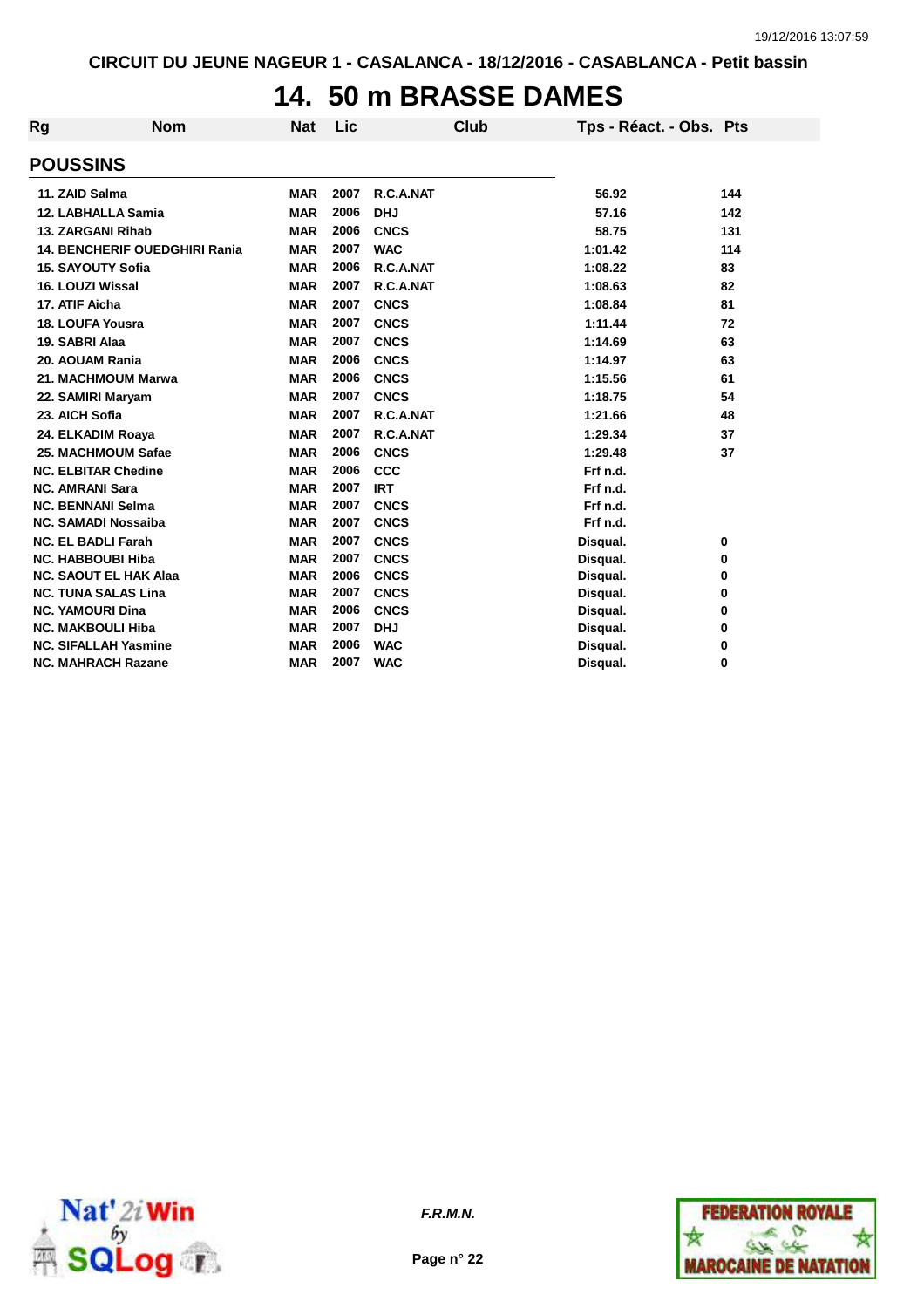CIRCUIT DU JEUNE NAGEUR 1 - CASALANCA - 18/12/2016 - CASABLANCA - Petit bassin

# 14. 50 m BRASSE DAMES

| Rg | Nom | Nat | Lic | Club | Tps - Réact. - Obs. | Pts |
|---|---|---|---|---|---|---|

## POUSSINS

| Rg | Nom | Nat | Lic | Club | Tps - Réact. - Obs. | Pts |
|---|---|---|---|---|---|---|
| 11. | ZAID Salma | MAR | 2007 | R.C.A.NAT | 56.92 | 144 |
| 12. | LABHALLA Samia | MAR | 2006 | DHJ | 57.16 | 142 |
| 13. | ZARGANI Rihab | MAR | 2006 | CNCS | 58.75 | 131 |
| 14. | BENCHERIF OUEDGHIRI Rania | MAR | 2007 | WAC | 1:01.42 | 114 |
| 15. | SAYOUTY Sofia | MAR | 2006 | R.C.A.NAT | 1:08.22 | 83 |
| 16. | LOUZI Wissal | MAR | 2007 | R.C.A.NAT | 1:08.63 | 82 |
| 17. | ATIF Aicha | MAR | 2007 | CNCS | 1:08.84 | 81 |
| 18. | LOUFA Yousra | MAR | 2007 | CNCS | 1:11.44 | 72 |
| 19. | SABRI Alaa | MAR | 2007 | CNCS | 1:14.69 | 63 |
| 20. | AOUAM Rania | MAR | 2006 | CNCS | 1:14.97 | 63 |
| 21. | MACHMOUM Marwa | MAR | 2006 | CNCS | 1:15.56 | 61 |
| 22. | SAMIRI Maryam | MAR | 2007 | CNCS | 1:18.75 | 54 |
| 23. | AICH Sofia | MAR | 2007 | R.C.A.NAT | 1:21.66 | 48 |
| 24. | ELKADIM Roaya | MAR | 2007 | R.C.A.NAT | 1:29.34 | 37 |
| 25. | MACHMOUM Safae | MAR | 2006 | CNCS | 1:29.48 | 37 |
| NC. | ELBITAR Chedine | MAR | 2006 | CCC | Frf n.d. | |
| NC. | AMRANI Sara | MAR | 2007 | IRT | Frf n.d. | |
| NC. | BENNANI Selma | MAR | 2007 | CNCS | Frf n.d. | |
| NC. | SAMADI Nossaiba | MAR | 2007 | CNCS | Frf n.d. | |
| NC. | EL BADLI Farah | MAR | 2007 | CNCS | Disqual. | 0 |
| NC. | HABBOUBI Hiba | MAR | 2007 | CNCS | Disqual. | 0 |
| NC. | SAOUT EL HAK Alaa | MAR | 2006 | CNCS | Disqual. | 0 |
| NC. | TUNA SALAS Lina | MAR | 2007 | CNCS | Disqual. | 0 |
| NC. | YAMOURI Dina | MAR | 2006 | CNCS | Disqual. | 0 |
| NC. | MAKBOULI Hiba | MAR | 2007 | DHJ | Disqual. | 0 |
| NC. | SIFALLAH Yasmine | MAR | 2006 | WAC | Disqual. | 0 |
| NC. | MAHRACH Razane | MAR | 2007 | WAC | Disqual. | 0 |

*F.R.M.N.*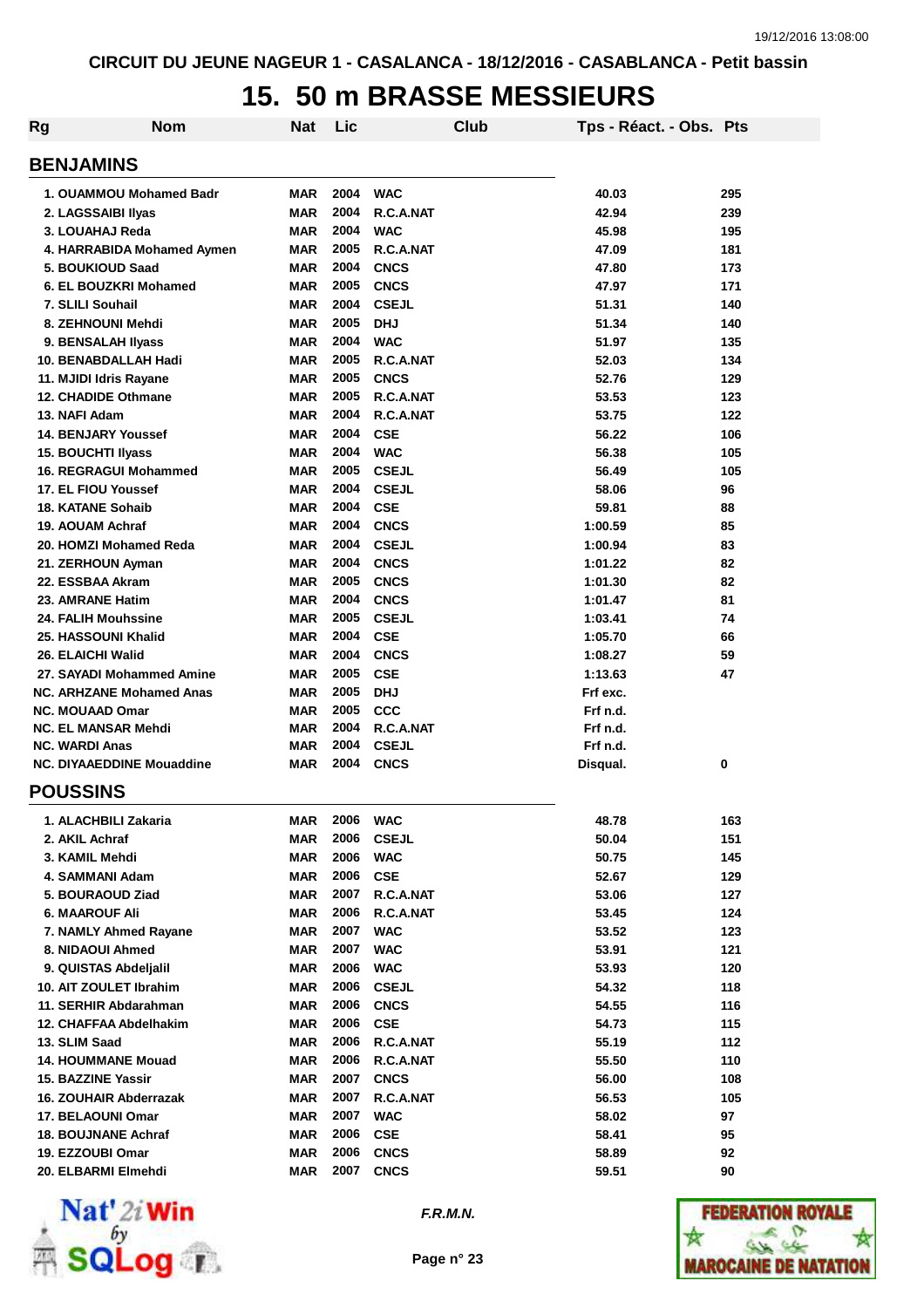CIRCUIT DU JEUNE NAGEUR 1 - CASALANCA - 18/12/2016 - CASABLANCA - Petit bassin

# 15. 50 m BRASSE MESSIEURS

## BENJAMINS

| Rg | Nom | Nat | Lic | Club | Tps - Réact. - Obs. | Pts |
|---|---|---|---|---|---|---|
| 1. | OUAMMOU Mohamed Badr | MAR | 2004 | WAC | 40.03 | 295 |
| 2. | LAGSSAIBI Ilyas | MAR | 2004 | R.C.A.NAT | 42.94 | 239 |
| 3. | LOUAHAJ Reda | MAR | 2004 | WAC | 45.98 | 195 |
| 4. | HARRABIDA Mohamed Aymen | MAR | 2005 | R.C.A.NAT | 47.09 | 181 |
| 5. | BOUKIOUD Saad | MAR | 2004 | CNCS | 47.80 | 173 |
| 6. | EL BOUZKRI Mohamed | MAR | 2005 | CNCS | 47.97 | 171 |
| 7. | SLILI Souhail | MAR | 2004 | CSEJL | 51.31 | 140 |
| 8. | ZEHNOUNI Mehdi | MAR | 2005 | DHJ | 51.34 | 140 |
| 9. | BENSALAH Ilyass | MAR | 2004 | WAC | 51.97 | 135 |
| 10. | BENABDALLAH Hadi | MAR | 2005 | R.C.A.NAT | 52.03 | 134 |
| 11. | MJIDI Idris Rayane | MAR | 2005 | CNCS | 52.76 | 129 |
| 12. | CHADIDE Othmane | MAR | 2005 | R.C.A.NAT | 53.53 | 123 |
| 13. | NAFI Adam | MAR | 2004 | R.C.A.NAT | 53.75 | 122 |
| 14. | BENJARY Youssef | MAR | 2004 | CSE | 56.22 | 106 |
| 15. | BOUCHTI Ilyass | MAR | 2004 | WAC | 56.38 | 105 |
| 16. | REGRAGUI Mohammed | MAR | 2005 | CSEJL | 56.49 | 105 |
| 17. | EL FIOU Youssef | MAR | 2004 | CSEJL | 58.06 | 96 |
| 18. | KATANE Sohaib | MAR | 2004 | CSE | 59.81 | 88 |
| 19. | AOUAM Achraf | MAR | 2004 | CNCS | 1:00.59 | 85 |
| 20. | HOMZI Mohamed Reda | MAR | 2004 | CSEJL | 1:00.94 | 83 |
| 21. | ZERHOUN Ayman | MAR | 2004 | CNCS | 1:01.22 | 82 |
| 22. | ESSBAA Akram | MAR | 2005 | CNCS | 1:01.30 | 82 |
| 23. | AMRANE Hatim | MAR | 2004 | CNCS | 1:01.47 | 81 |
| 24. | FALIH Mouhssine | MAR | 2005 | CSEJL | 1:03.41 | 74 |
| 25. | HASSOUNI Khalid | MAR | 2004 | CSE | 1:05.70 | 66 |
| 26. | ELAICHI Walid | MAR | 2004 | CNCS | 1:08.27 | 59 |
| 27. | SAYADI Mohammed Amine | MAR | 2005 | CSE | 1:13.63 | 47 |
| NC. | ARHZANE Mohamed Anas | MAR | 2005 | DHJ | Frf exc. | |
| NC. | MOUAAD Omar | MAR | 2005 | CCC | Frf n.d. | |
| NC. | EL MANSAR Mehdi | MAR | 2004 | R.C.A.NAT | Frf n.d. | |
| NC. | WARDI Anas | MAR | 2004 | CSEJL | Frf n.d. | |
| NC. | DIYAAEDDINE Mouaddine | MAR | 2004 | CNCS | Disqual. | 0 |

## POUSSINS

| Rg | Nom | Nat | Lic | Club | Tps - Réact. - Obs. | Pts |
|---|---|---|---|---|---|---|
| 1. | ALACHBILI Zakaria | MAR | 2006 | WAC | 48.78 | 163 |
| 2. | AKIL Achraf | MAR | 2006 | CSEJL | 50.04 | 151 |
| 3. | KAMIL Mehdi | MAR | 2006 | WAC | 50.75 | 145 |
| 4. | SAMMANI Adam | MAR | 2006 | CSE | 52.67 | 129 |
| 5. | BOURAOUD Ziad | MAR | 2007 | R.C.A.NAT | 53.06 | 127 |
| 6. | MAAROUF Ali | MAR | 2006 | R.C.A.NAT | 53.45 | 124 |
| 7. | NAMLY Ahmed Rayane | MAR | 2007 | WAC | 53.52 | 123 |
| 8. | NIDAOUI Ahmed | MAR | 2007 | WAC | 53.91 | 121 |
| 9. | QUISTAS Abdeljalil | MAR | 2006 | WAC | 53.93 | 120 |
| 10. | AIT ZOULET Ibrahim | MAR | 2006 | CSEJL | 54.32 | 118 |
| 11. | SERHIR Abdarahman | MAR | 2006 | CNCS | 54.55 | 116 |
| 12. | CHAFFAA Abdelhakim | MAR | 2006 | CSE | 54.73 | 115 |
| 13. | SLIM Saad | MAR | 2006 | R.C.A.NAT | 55.19 | 112 |
| 14. | HOUMMANE Mouad | MAR | 2006 | R.C.A.NAT | 55.50 | 110 |
| 15. | BAZZINE Yassir | MAR | 2007 | CNCS | 56.00 | 108 |
| 16. | ZOUHAIR Abderrazak | MAR | 2007 | R.C.A.NAT | 56.53 | 105 |
| 17. | BELAOUNI Omar | MAR | 2007 | WAC | 58.02 | 97 |
| 18. | BOUJNANE Achraf | MAR | 2006 | CSE | 58.41 | 95 |
| 19. | EZZOUBI Omar | MAR | 2006 | CNCS | 58.89 | 92 |
| 20. | ELBARMI Elmehdi | MAR | 2007 | CNCS | 59.51 | 90 |

*F.R.M.N.*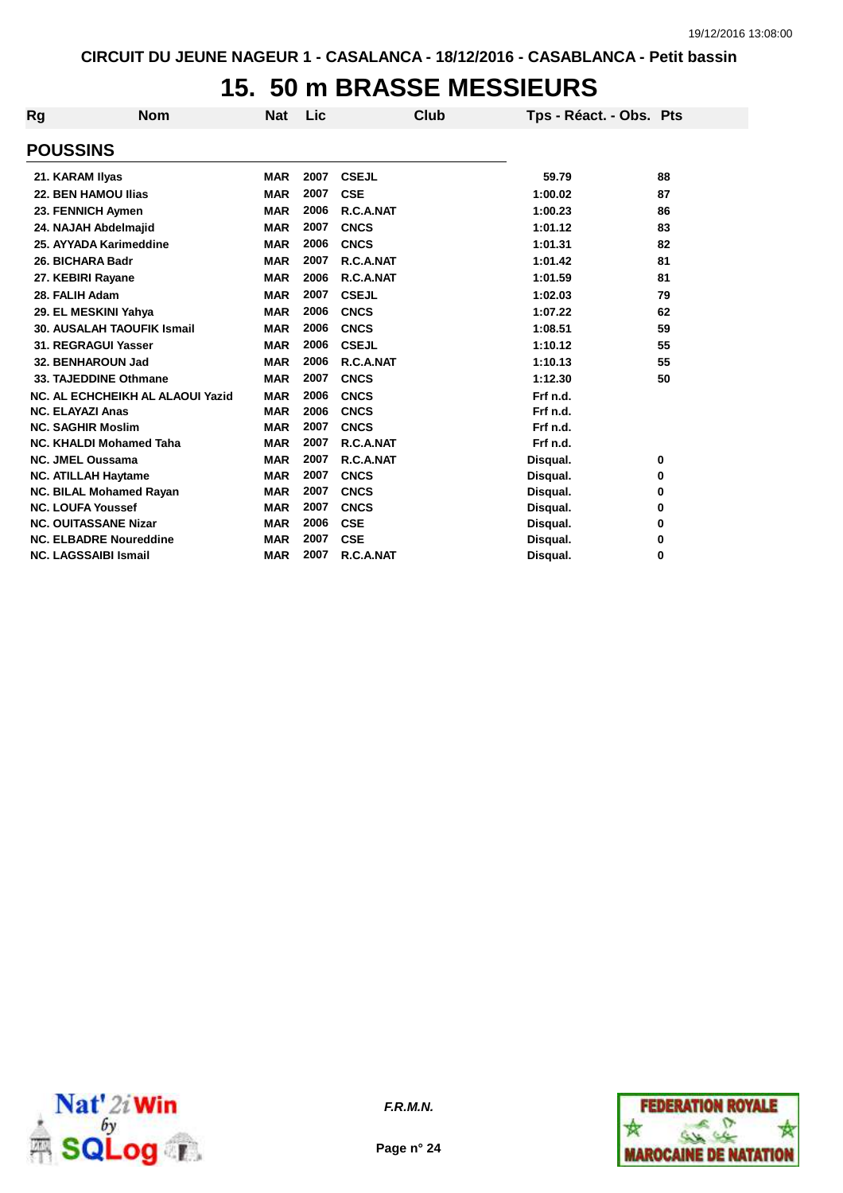CIRCUIT DU JEUNE NAGEUR 1 - CASALANCA - 18/12/2016 - CASABLANCA - Petit bassin

# 15. 50 m BRASSE MESSIEURS

## POUSSINS

| Rg | Nom | Nat | Lic | Club | Tps - Réact. - Obs. | Pts |
|---|---|---|---|---|---|---|
| 21. | KARAM Ilyas | MAR | 2007 | CSEJL | 59.79 | 88 |
| 22. | BEN HAMOU Ilias | MAR | 2007 | CSE | 1:00.02 | 87 |
| 23. | FENNICH Aymen | MAR | 2006 | R.C.A.NAT | 1:00.23 | 86 |
| 24. | NAJAH Abdelmajid | MAR | 2007 | CNCS | 1:01.12 | 83 |
| 25. | AYYADA Karimeddine | MAR | 2006 | CNCS | 1:01.31 | 82 |
| 26. | BICHARA Badr | MAR | 2007 | R.C.A.NAT | 1:01.42 | 81 |
| 27. | KEBIRI Rayane | MAR | 2006 | R.C.A.NAT | 1:01.59 | 81 |
| 28. | FALIH Adam | MAR | 2007 | CSEJL | 1:02.03 | 79 |
| 29. | EL MESKINI Yahya | MAR | 2006 | CNCS | 1:07.22 | 62 |
| 30. | AUSALAH TAOUFIK Ismail | MAR | 2006 | CNCS | 1:08.51 | 59 |
| 31. | REGRAGUI Yasser | MAR | 2006 | CSEJL | 1:10.12 | 55 |
| 32. | BENHAROUN Jad | MAR | 2006 | R.C.A.NAT | 1:10.13 | 55 |
| 33. | TAJEDDINE Othmane | MAR | 2007 | CNCS | 1:12.30 | 50 |
| NC. | AL ECHCHEIKH AL ALAOUI Yazid | MAR | 2006 | CNCS | Frf n.d. | |
| NC. | ELAYAZI Anas | MAR | 2006 | CNCS | Frf n.d. | |
| NC. | SAGHIR Moslim | MAR | 2007 | CNCS | Frf n.d. | |
| NC. | KHALDI Mohamed Taha | MAR | 2007 | R.C.A.NAT | Frf n.d. | |
| NC. | JMEL Oussama | MAR | 2007 | R.C.A.NAT | Disqual. | 0 |
| NC. | ATILLAH Haytame | MAR | 2007 | CNCS | Disqual. | 0 |
| NC. | BILAL Mohamed Rayan | MAR | 2007 | CNCS | Disqual. | 0 |
| NC. | LOUFA Youssef | MAR | 2007 | CNCS | Disqual. | 0 |
| NC. | OUITASSANE Nizar | MAR | 2006 | CSE | Disqual. | 0 |
| NC. | ELBADRE Noureddine | MAR | 2007 | CSE | Disqual. | 0 |
| NC. | LAGSSAIBI Ismail | MAR | 2007 | R.C.A.NAT | Disqual. | 0 |

*F.R.M.N.*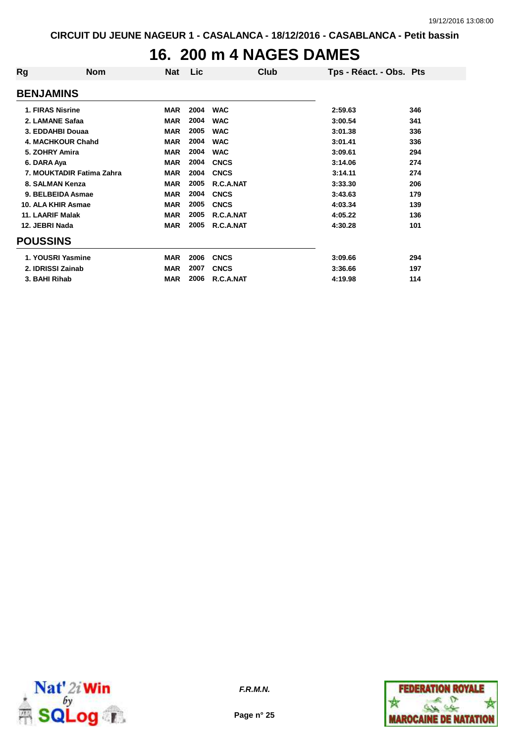# 16. 200 m 4 NAGES DAMES

| Rg | Nom | Nat | Lic | Club | Tps - Réact. - Obs. | Pts |
|---|---|---|---|---|---|---|
| **BENJAMINS** | | | | | | |
| 1. | FIRAS Nisrine | MAR | 2004 | WAC | 2:59.63 | 346 |
| 2. | LAMANE Safaa | MAR | 2004 | WAC | 3:00.54 | 341 |
| 3. | EDDAHBI Douaa | MAR | 2005 | WAC | 3:01.38 | 336 |
| 4. | MACHKOUR Chahd | MAR | 2004 | WAC | 3:01.41 | 336 |
| 5. | ZOHRY Amira | MAR | 2004 | WAC | 3:09.61 | 294 |
| 6. | DARA Aya | MAR | 2004 | CNCS | 3:14.06 | 274 |
| 7. | MOUKTADIR Fatima Zahra | MAR | 2004 | CNCS | 3:14.11 | 274 |
| 8. | SALMAN Kenza | MAR | 2005 | R.C.A.NAT | 3:33.30 | 206 |
| 9. | BELBEIDA Asmae | MAR | 2004 | CNCS | 3:43.63 | 179 |
| 10. | ALA KHIR Asmae | MAR | 2005 | CNCS | 4:03.34 | 139 |
| 11. | LAARIF Malak | MAR | 2005 | R.C.A.NAT | 4:05.22 | 136 |
| 12. | JEBRI Nada | MAR | 2005 | R.C.A.NAT | 4:30.28 | 101 |
| **POUSSINS** | | | | | | |
| 1. | YOUSRI Yasmine | MAR | 2006 | CNCS | 3:09.66 | 294 |
| 2. | IDRISSI Zainab | MAR | 2007 | CNCS | 3:36.66 | 197 |
| 3. | BAHI Rihab | MAR | 2006 | R.C.A.NAT | 4:19.98 | 114 |

*F.R.M.N.*